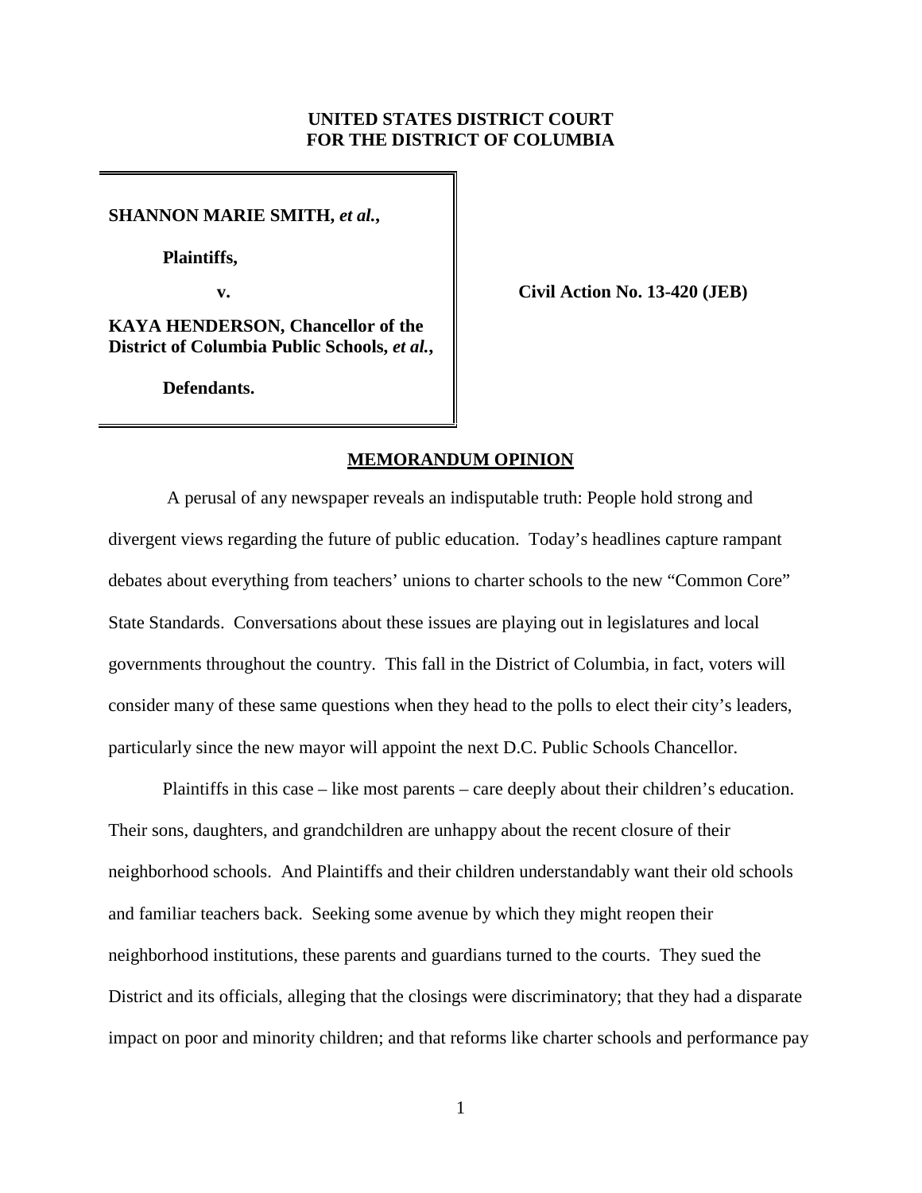**UNITED STATES DISTRICT COURT**
**FOR THE DISTRICT OF COLUMBIA**

**SHANNON MARIE SMITH, *et al.*,**

**Plaintiffs,**

**v.**

**KAYA HENDERSON, Chancellor of the District of Columbia Public Schools, *et al.*,**

**Defendants.**

**Civil Action No. 13-420 (JEB)**

## MEMORANDUM OPINION

A perusal of any newspaper reveals an indisputable truth: People hold strong and divergent views regarding the future of public education. Today's headlines capture rampant debates about everything from teachers' unions to charter schools to the new "Common Core" State Standards. Conversations about these issues are playing out in legislatures and local governments throughout the country. This fall in the District of Columbia, in fact, voters will consider many of these same questions when they head to the polls to elect their city's leaders, particularly since the new mayor will appoint the next D.C. Public Schools Chancellor.

Plaintiffs in this case – like most parents – care deeply about their children's education. Their sons, daughters, and grandchildren are unhappy about the recent closure of their neighborhood schools. And Plaintiffs and their children understandably want their old schools and familiar teachers back. Seeking some avenue by which they might reopen their neighborhood institutions, these parents and guardians turned to the courts. They sued the District and its officials, alleging that the closings were discriminatory; that they had a disparate impact on poor and minority children; and that reforms like charter schools and performance pay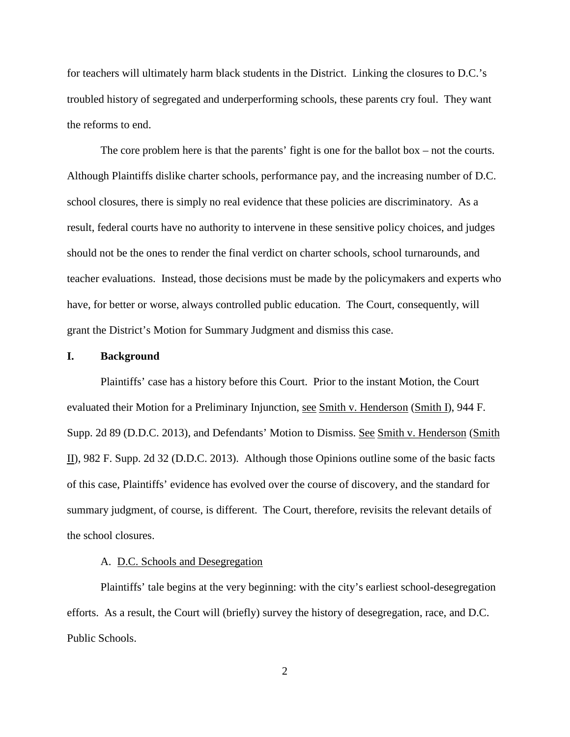for teachers will ultimately harm black students in the District. Linking the closures to D.C.'s troubled history of segregated and underperforming schools, these parents cry foul. They want the reforms to end.

The core problem here is that the parents' fight is one for the ballot box – not the courts. Although Plaintiffs dislike charter schools, performance pay, and the increasing number of D.C. school closures, there is simply no real evidence that these policies are discriminatory. As a result, federal courts have no authority to intervene in these sensitive policy choices, and judges should not be the ones to render the final verdict on charter schools, school turnarounds, and teacher evaluations. Instead, those decisions must be made by the policymakers and experts who have, for better or worse, always controlled public education. The Court, consequently, will grant the District's Motion for Summary Judgment and dismiss this case.

## I. Background

Plaintiffs' case has a history before this Court. Prior to the instant Motion, the Court evaluated their Motion for a Preliminary Injunction, see Smith v. Henderson (Smith I), 944 F. Supp. 2d 89 (D.D.C. 2013), and Defendants' Motion to Dismiss. See Smith v. Henderson (Smith II), 982 F. Supp. 2d 32 (D.D.C. 2013). Although those Opinions outline some of the basic facts of this case, Plaintiffs' evidence has evolved over the course of discovery, and the standard for summary judgment, of course, is different. The Court, therefore, revisits the relevant details of the school closures.

### A. D.C. Schools and Desegregation

Plaintiffs' tale begins at the very beginning: with the city's earliest school-desegregation efforts. As a result, the Court will (briefly) survey the history of desegregation, race, and D.C. Public Schools.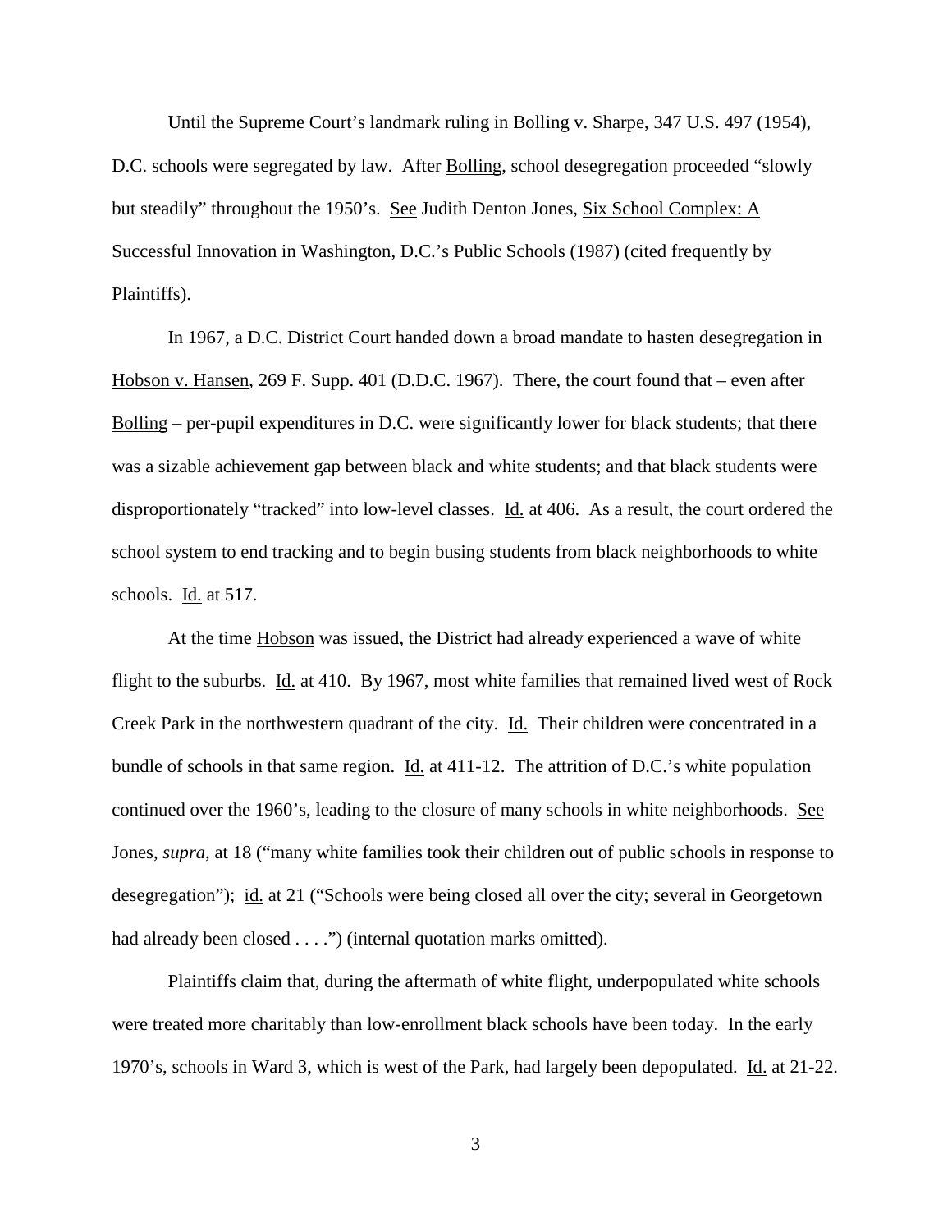Until the Supreme Court's landmark ruling in Bolling v. Sharpe, 347 U.S. 497 (1954), D.C. schools were segregated by law. After Bolling, school desegregation proceeded "slowly but steadily" throughout the 1950's. See Judith Denton Jones, Six School Complex: A Successful Innovation in Washington, D.C.'s Public Schools (1987) (cited frequently by Plaintiffs).

In 1967, a D.C. District Court handed down a broad mandate to hasten desegregation in Hobson v. Hansen, 269 F. Supp. 401 (D.D.C. 1967). There, the court found that – even after Bolling – per-pupil expenditures in D.C. were significantly lower for black students; that there was a sizable achievement gap between black and white students; and that black students were disproportionately "tracked" into low-level classes. Id. at 406. As a result, the court ordered the school system to end tracking and to begin busing students from black neighborhoods to white schools. Id. at 517.

At the time Hobson was issued, the District had already experienced a wave of white flight to the suburbs. Id. at 410. By 1967, most white families that remained lived west of Rock Creek Park in the northwestern quadrant of the city. Id. Their children were concentrated in a bundle of schools in that same region. Id. at 411-12. The attrition of D.C.'s white population continued over the 1960's, leading to the closure of many schools in white neighborhoods. See Jones, *supra*, at 18 ("many white families took their children out of public schools in response to desegregation"); id. at 21 ("Schools were being closed all over the city; several in Georgetown had already been closed . . . .") (internal quotation marks omitted).

Plaintiffs claim that, during the aftermath of white flight, underpopulated white schools were treated more charitably than low-enrollment black schools have been today. In the early 1970's, schools in Ward 3, which is west of the Park, had largely been depopulated. Id. at 21-22.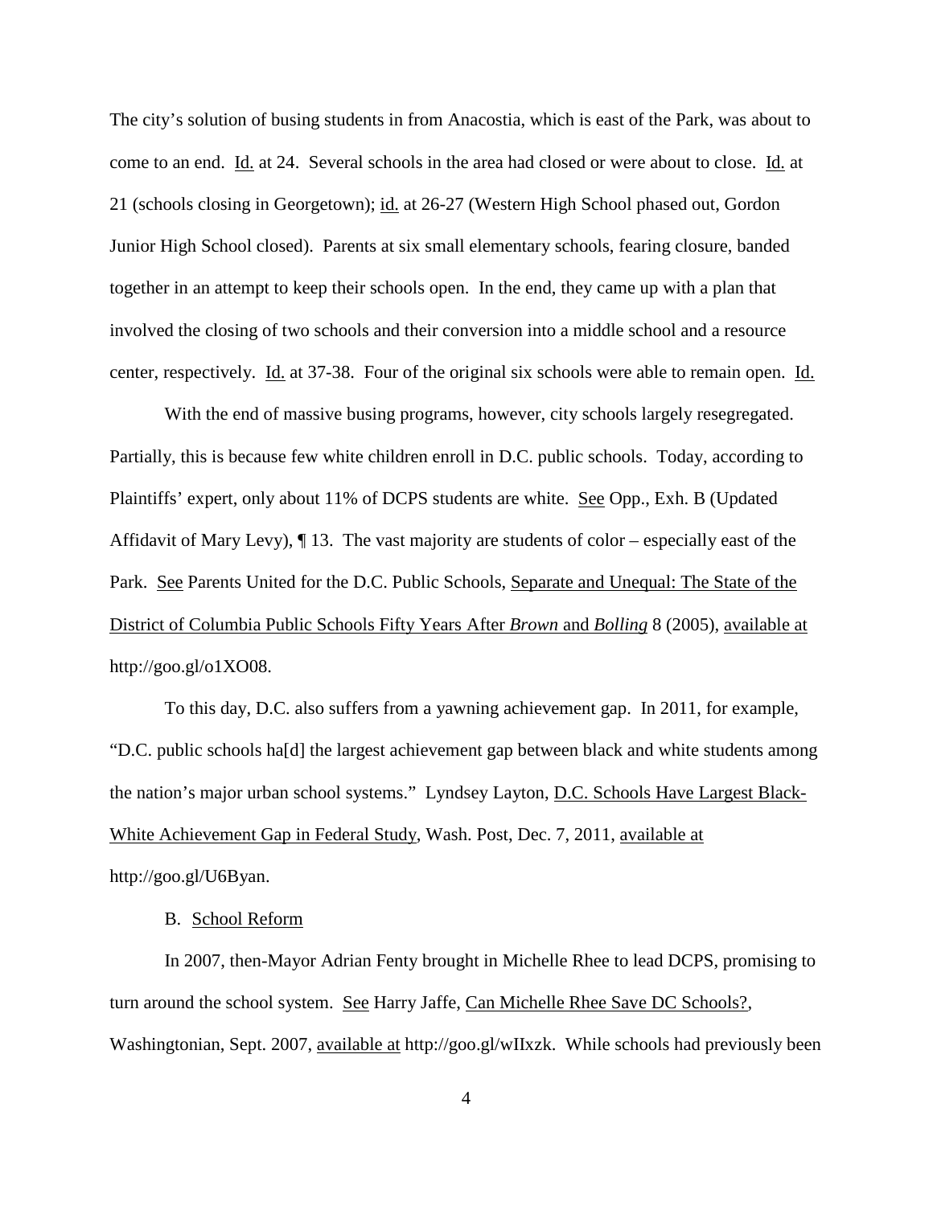The city's solution of busing students in from Anacostia, which is east of the Park, was about to come to an end. Id. at 24. Several schools in the area had closed or were about to close. Id. at 21 (schools closing in Georgetown); id. at 26-27 (Western High School phased out, Gordon Junior High School closed). Parents at six small elementary schools, fearing closure, banded together in an attempt to keep their schools open. In the end, they came up with a plan that involved the closing of two schools and their conversion into a middle school and a resource center, respectively. Id. at 37-38. Four of the original six schools were able to remain open. Id.

With the end of massive busing programs, however, city schools largely resegregated. Partially, this is because few white children enroll in D.C. public schools. Today, according to Plaintiffs' expert, only about 11% of DCPS students are white. See Opp., Exh. B (Updated Affidavit of Mary Levy), ¶ 13. The vast majority are students of color – especially east of the Park. See Parents United for the D.C. Public Schools, Separate and Unequal: The State of the District of Columbia Public Schools Fifty Years After *Brown* and *Bolling* 8 (2005), available at http://goo.gl/o1XO08.

To this day, D.C. also suffers from a yawning achievement gap. In 2011, for example, "D.C. public schools ha[d] the largest achievement gap between black and white students among the nation's major urban school systems." Lyndsey Layton, D.C. Schools Have Largest Black-White Achievement Gap in Federal Study, Wash. Post, Dec. 7, 2011, available at http://goo.gl/U6Byan.

## B. School Reform

In 2007, then-Mayor Adrian Fenty brought in Michelle Rhee to lead DCPS, promising to turn around the school system. See Harry Jaffe, Can Michelle Rhee Save DC Schools?, Washingtonian, Sept. 2007, available at http://goo.gl/wIIxzk. While schools had previously been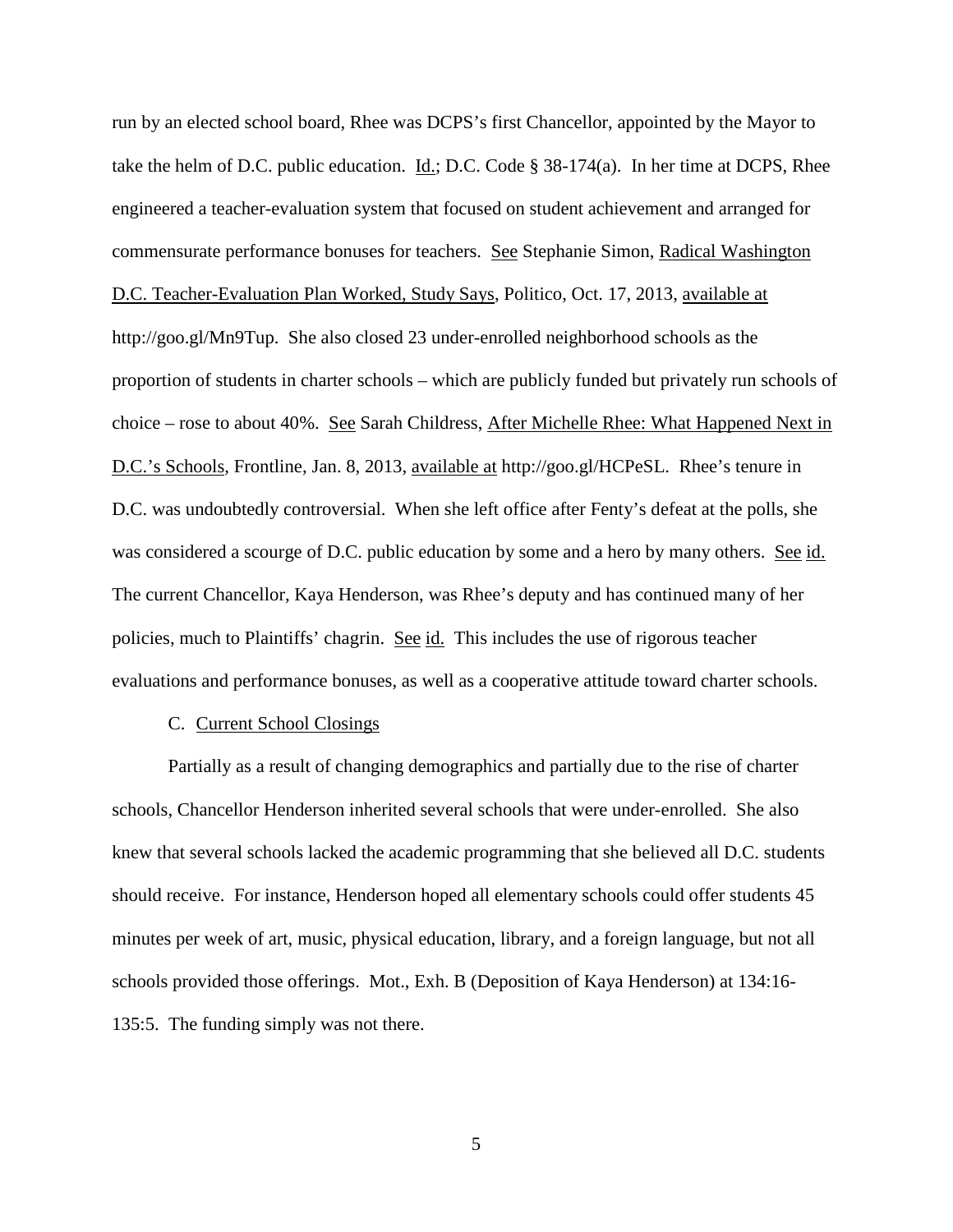run by an elected school board, Rhee was DCPS's first Chancellor, appointed by the Mayor to take the helm of D.C. public education. Id.; D.C. Code § 38-174(a). In her time at DCPS, Rhee engineered a teacher-evaluation system that focused on student achievement and arranged for commensurate performance bonuses for teachers. See Stephanie Simon, Radical Washington D.C. Teacher-Evaluation Plan Worked, Study Says, Politico, Oct. 17, 2013, available at http://goo.gl/Mn9Tup. She also closed 23 under-enrolled neighborhood schools as the proportion of students in charter schools – which are publicly funded but privately run schools of choice – rose to about 40%. See Sarah Childress, After Michelle Rhee: What Happened Next in D.C.'s Schools, Frontline, Jan. 8, 2013, available at http://goo.gl/HCPeSL. Rhee's tenure in D.C. was undoubtedly controversial. When she left office after Fenty's defeat at the polls, she was considered a scourge of D.C. public education by some and a hero by many others. See id. The current Chancellor, Kaya Henderson, was Rhee's deputy and has continued many of her policies, much to Plaintiffs' chagrin. See id. This includes the use of rigorous teacher evaluations and performance bonuses, as well as a cooperative attitude toward charter schools.

### C. Current School Closings

Partially as a result of changing demographics and partially due to the rise of charter schools, Chancellor Henderson inherited several schools that were under-enrolled. She also knew that several schools lacked the academic programming that she believed all D.C. students should receive. For instance, Henderson hoped all elementary schools could offer students 45 minutes per week of art, music, physical education, library, and a foreign language, but not all schools provided those offerings. Mot., Exh. B (Deposition of Kaya Henderson) at 134:16-135:5. The funding simply was not there.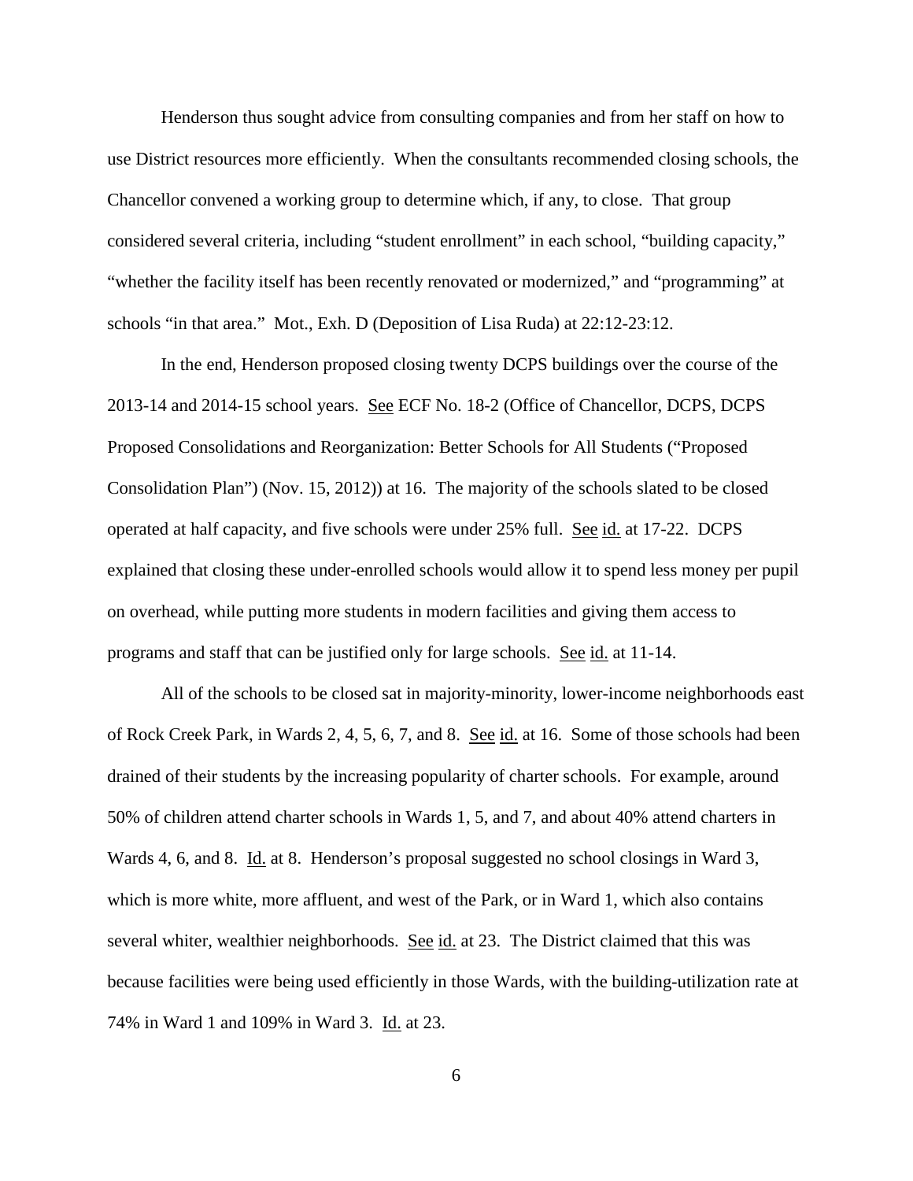Henderson thus sought advice from consulting companies and from her staff on how to use District resources more efficiently. When the consultants recommended closing schools, the Chancellor convened a working group to determine which, if any, to close. That group considered several criteria, including "student enrollment" in each school, "building capacity," "whether the facility itself has been recently renovated or modernized," and "programming" at schools "in that area." Mot., Exh. D (Deposition of Lisa Ruda) at 22:12-23:12.

In the end, Henderson proposed closing twenty DCPS buildings over the course of the 2013-14 and 2014-15 school years. See ECF No. 18-2 (Office of Chancellor, DCPS, DCPS Proposed Consolidations and Reorganization: Better Schools for All Students ("Proposed Consolidation Plan") (Nov. 15, 2012)) at 16. The majority of the schools slated to be closed operated at half capacity, and five schools were under 25% full. See id. at 17-22. DCPS explained that closing these under-enrolled schools would allow it to spend less money per pupil on overhead, while putting more students in modern facilities and giving them access to programs and staff that can be justified only for large schools. See id. at 11-14.

All of the schools to be closed sat in majority-minority, lower-income neighborhoods east of Rock Creek Park, in Wards 2, 4, 5, 6, 7, and 8. See id. at 16. Some of those schools had been drained of their students by the increasing popularity of charter schools. For example, around 50% of children attend charter schools in Wards 1, 5, and 7, and about 40% attend charters in Wards 4, 6, and 8. Id. at 8. Henderson's proposal suggested no school closings in Ward 3, which is more white, more affluent, and west of the Park, or in Ward 1, which also contains several whiter, wealthier neighborhoods. See id. at 23. The District claimed that this was because facilities were being used efficiently in those Wards, with the building-utilization rate at 74% in Ward 1 and 109% in Ward 3. Id. at 23.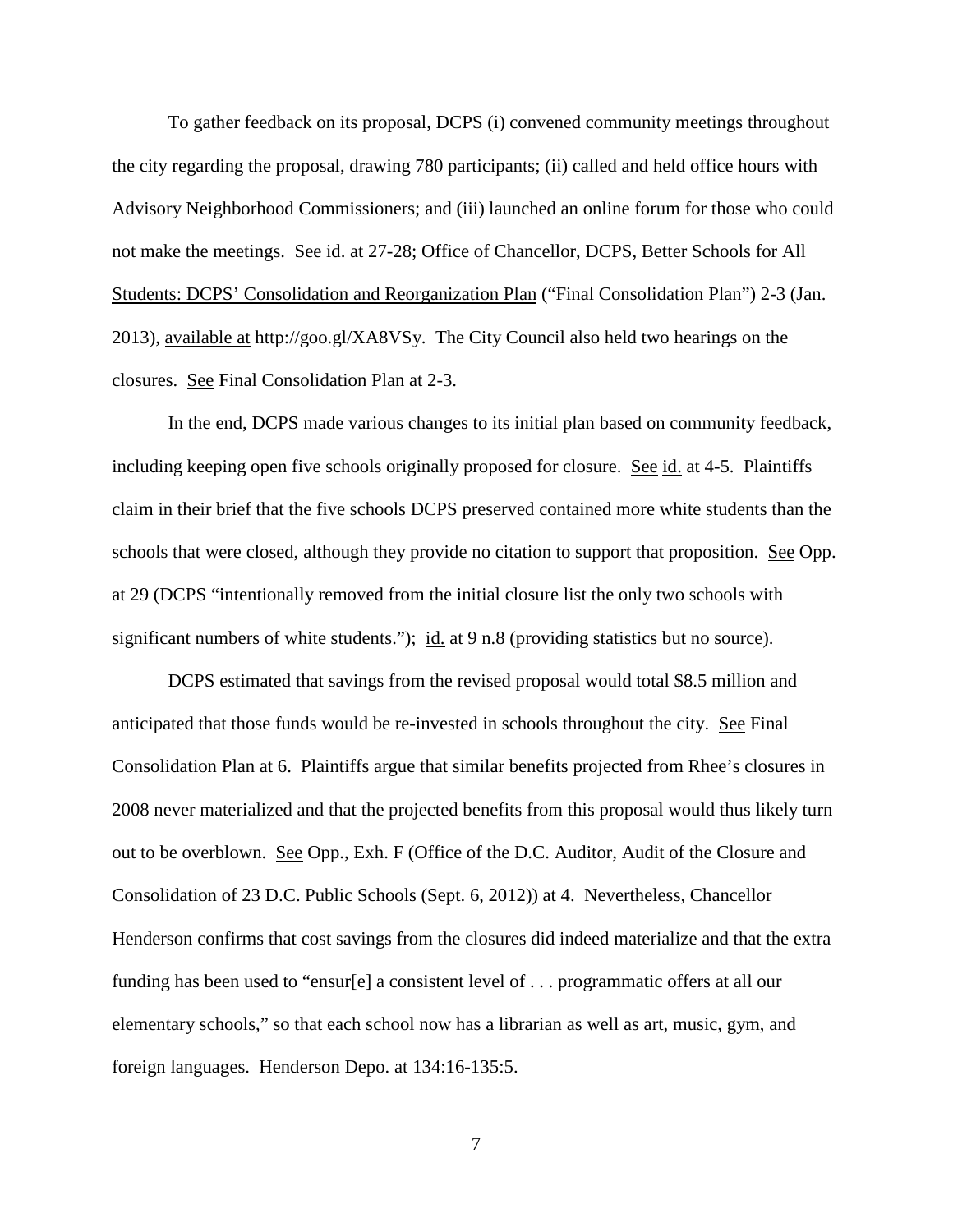To gather feedback on its proposal, DCPS (i) convened community meetings throughout the city regarding the proposal, drawing 780 participants; (ii) called and held office hours with Advisory Neighborhood Commissioners; and (iii) launched an online forum for those who could not make the meetings. See id. at 27-28; Office of Chancellor, DCPS, Better Schools for All Students: DCPS' Consolidation and Reorganization Plan ("Final Consolidation Plan") 2-3 (Jan. 2013), available at http://goo.gl/XA8VSy. The City Council also held two hearings on the closures. See Final Consolidation Plan at 2-3.

In the end, DCPS made various changes to its initial plan based on community feedback, including keeping open five schools originally proposed for closure. See id. at 4-5. Plaintiffs claim in their brief that the five schools DCPS preserved contained more white students than the schools that were closed, although they provide no citation to support that proposition. See Opp. at 29 (DCPS "intentionally removed from the initial closure list the only two schools with significant numbers of white students."); id. at 9 n.8 (providing statistics but no source).

DCPS estimated that savings from the revised proposal would total $8.5 million and anticipated that those funds would be re-invested in schools throughout the city. See Final Consolidation Plan at 6. Plaintiffs argue that similar benefits projected from Rhee's closures in 2008 never materialized and that the projected benefits from this proposal would thus likely turn out to be overblown. See Opp., Exh. F (Office of the D.C. Auditor, Audit of the Closure and Consolidation of 23 D.C. Public Schools (Sept. 6, 2012)) at 4. Nevertheless, Chancellor Henderson confirms that cost savings from the closures did indeed materialize and that the extra funding has been used to "ensur[e] a consistent level of . . . programmatic offers at all our elementary schools," so that each school now has a librarian as well as art, music, gym, and foreign languages. Henderson Depo. at 134:16-135:5.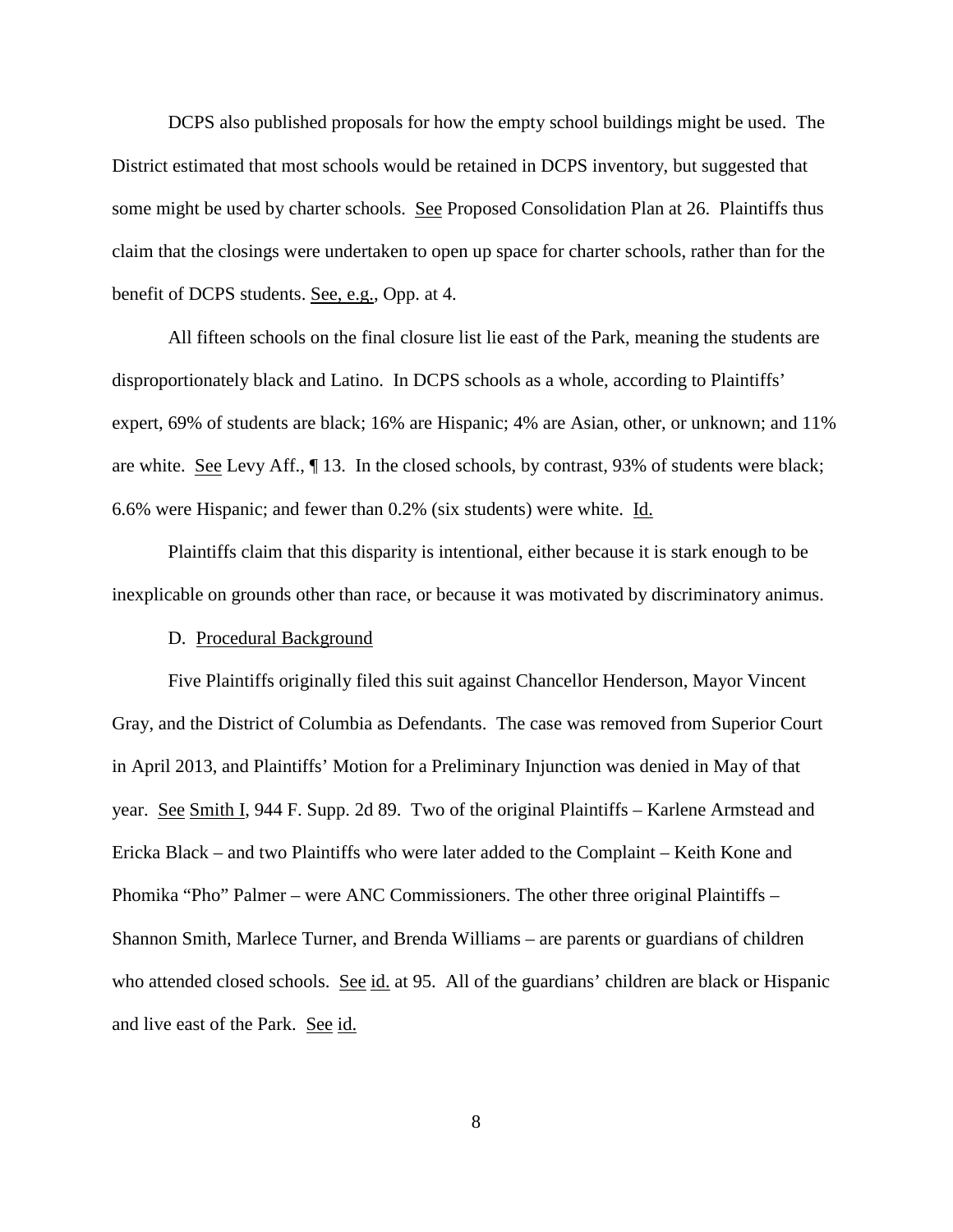DCPS also published proposals for how the empty school buildings might be used. The District estimated that most schools would be retained in DCPS inventory, but suggested that some might be used by charter schools. See Proposed Consolidation Plan at 26. Plaintiffs thus claim that the closings were undertaken to open up space for charter schools, rather than for the benefit of DCPS students. See, e.g., Opp. at 4.

All fifteen schools on the final closure list lie east of the Park, meaning the students are disproportionately black and Latino. In DCPS schools as a whole, according to Plaintiffs' expert, 69% of students are black; 16% are Hispanic; 4% are Asian, other, or unknown; and 11% are white. See Levy Aff., ¶ 13. In the closed schools, by contrast, 93% of students were black; 6.6% were Hispanic; and fewer than 0.2% (six students) were white. Id.

Plaintiffs claim that this disparity is intentional, either because it is stark enough to be inexplicable on grounds other than race, or because it was motivated by discriminatory animus.

D. Procedural Background

Five Plaintiffs originally filed this suit against Chancellor Henderson, Mayor Vincent Gray, and the District of Columbia as Defendants. The case was removed from Superior Court in April 2013, and Plaintiffs' Motion for a Preliminary Injunction was denied in May of that year. See Smith I, 944 F. Supp. 2d 89. Two of the original Plaintiffs – Karlene Armstead and Ericka Black – and two Plaintiffs who were later added to the Complaint – Keith Kone and Phomika "Pho" Palmer – were ANC Commissioners. The other three original Plaintiffs – Shannon Smith, Marlece Turner, and Brenda Williams – are parents or guardians of children who attended closed schools. See id. at 95. All of the guardians' children are black or Hispanic and live east of the Park. See id.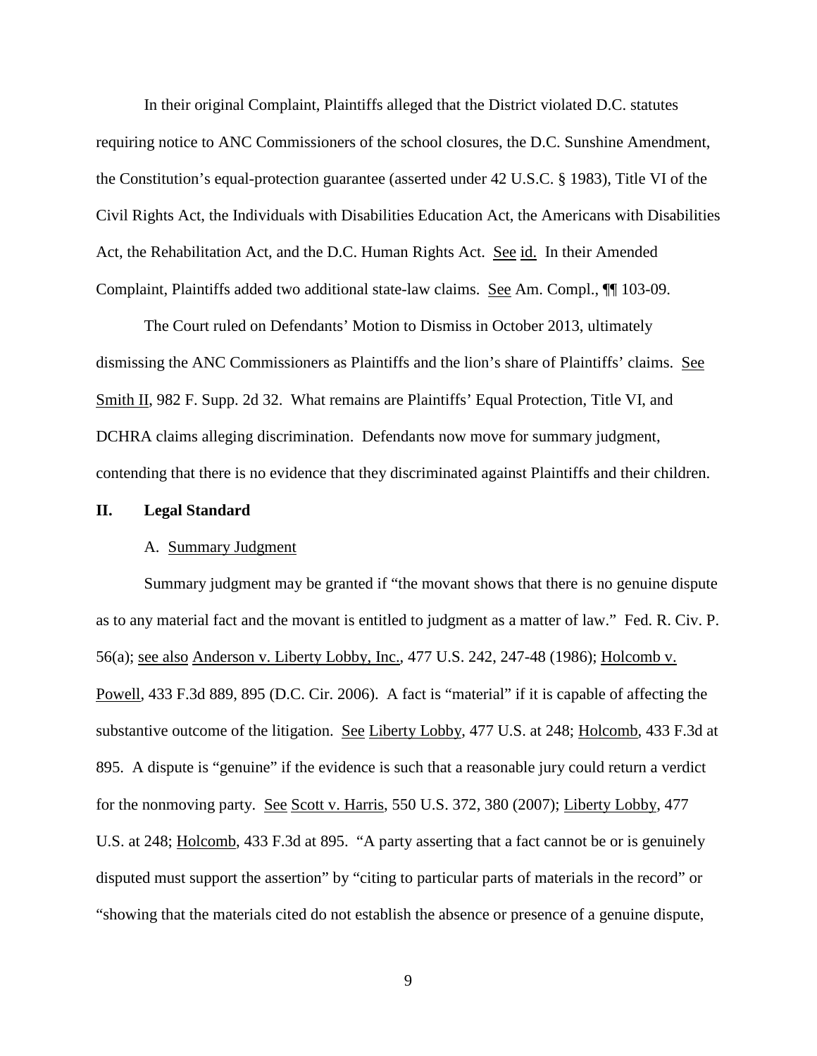In their original Complaint, Plaintiffs alleged that the District violated D.C. statutes requiring notice to ANC Commissioners of the school closures, the D.C. Sunshine Amendment, the Constitution's equal-protection guarantee (asserted under 42 U.S.C. § 1983), Title VI of the Civil Rights Act, the Individuals with Disabilities Education Act, the Americans with Disabilities Act, the Rehabilitation Act, and the D.C. Human Rights Act. See id. In their Amended Complaint, Plaintiffs added two additional state-law claims. See Am. Compl., ¶¶ 103-09.

The Court ruled on Defendants' Motion to Dismiss in October 2013, ultimately dismissing the ANC Commissioners as Plaintiffs and the lion's share of Plaintiffs' claims. See Smith II, 982 F. Supp. 2d 32. What remains are Plaintiffs' Equal Protection, Title VI, and DCHRA claims alleging discrimination. Defendants now move for summary judgment, contending that there is no evidence that they discriminated against Plaintiffs and their children.

## II. Legal Standard

### A. Summary Judgment

Summary judgment may be granted if "the movant shows that there is no genuine dispute as to any material fact and the movant is entitled to judgment as a matter of law." Fed. R. Civ. P. 56(a); see also Anderson v. Liberty Lobby, Inc., 477 U.S. 242, 247-48 (1986); Holcomb v. Powell, 433 F.3d 889, 895 (D.C. Cir. 2006). A fact is "material" if it is capable of affecting the substantive outcome of the litigation. See Liberty Lobby, 477 U.S. at 248; Holcomb, 433 F.3d at 895. A dispute is "genuine" if the evidence is such that a reasonable jury could return a verdict for the nonmoving party. See Scott v. Harris, 550 U.S. 372, 380 (2007); Liberty Lobby, 477 U.S. at 248; Holcomb, 433 F.3d at 895. "A party asserting that a fact cannot be or is genuinely disputed must support the assertion" by "citing to particular parts of materials in the record" or "showing that the materials cited do not establish the absence or presence of a genuine dispute,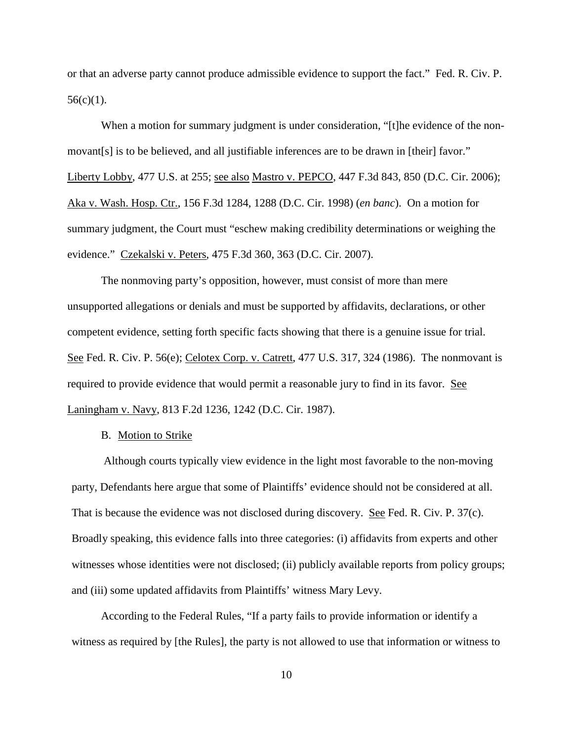or that an adverse party cannot produce admissible evidence to support the fact." Fed. R. Civ. P. 56(c)(1).

When a motion for summary judgment is under consideration, "[t]he evidence of the non-movant[s] is to be believed, and all justifiable inferences are to be drawn in [their] favor." Liberty Lobby, 477 U.S. at 255; see also Mastro v. PEPCO, 447 F.3d 843, 850 (D.C. Cir. 2006); Aka v. Wash. Hosp. Ctr., 156 F.3d 1284, 1288 (D.C. Cir. 1998) (*en banc*). On a motion for summary judgment, the Court must "eschew making credibility determinations or weighing the evidence." Czekalski v. Peters, 475 F.3d 360, 363 (D.C. Cir. 2007).

The nonmoving party's opposition, however, must consist of more than mere unsupported allegations or denials and must be supported by affidavits, declarations, or other competent evidence, setting forth specific facts showing that there is a genuine issue for trial. See Fed. R. Civ. P. 56(e); Celotex Corp. v. Catrett, 477 U.S. 317, 324 (1986). The nonmovant is required to provide evidence that would permit a reasonable jury to find in its favor. See Laningham v. Navy, 813 F.2d 1236, 1242 (D.C. Cir. 1987).

B. Motion to Strike

Although courts typically view evidence in the light most favorable to the non-moving party, Defendants here argue that some of Plaintiffs' evidence should not be considered at all. That is because the evidence was not disclosed during discovery. See Fed. R. Civ. P. 37(c). Broadly speaking, this evidence falls into three categories: (i) affidavits from experts and other witnesses whose identities were not disclosed; (ii) publicly available reports from policy groups; and (iii) some updated affidavits from Plaintiffs' witness Mary Levy.

According to the Federal Rules, "If a party fails to provide information or identify a witness as required by [the Rules], the party is not allowed to use that information or witness to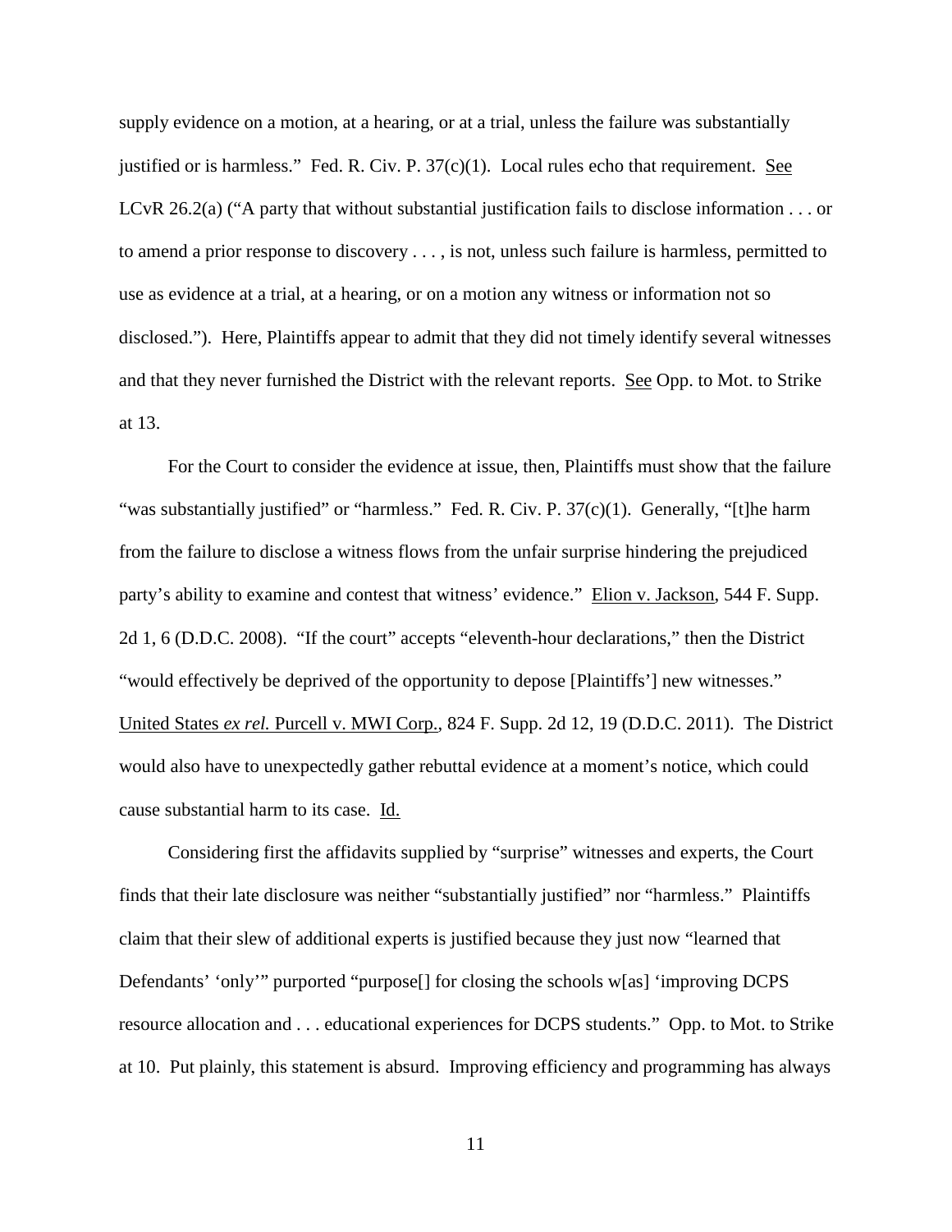supply evidence on a motion, at a hearing, or at a trial, unless the failure was substantially justified or is harmless." Fed. R. Civ. P. 37(c)(1). Local rules echo that requirement. See LCvR 26.2(a) ("A party that without substantial justification fails to disclose information . . . or to amend a prior response to discovery . . . , is not, unless such failure is harmless, permitted to use as evidence at a trial, at a hearing, or on a motion any witness or information not so disclosed."). Here, Plaintiffs appear to admit that they did not timely identify several witnesses and that they never furnished the District with the relevant reports. See Opp. to Mot. to Strike at 13.

For the Court to consider the evidence at issue, then, Plaintiffs must show that the failure "was substantially justified" or "harmless." Fed. R. Civ. P. 37(c)(1). Generally, "[t]he harm from the failure to disclose a witness flows from the unfair surprise hindering the prejudiced party's ability to examine and contest that witness' evidence." Elion v. Jackson, 544 F. Supp. 2d 1, 6 (D.D.C. 2008). "If the court" accepts "eleventh-hour declarations," then the District "would effectively be deprived of the opportunity to depose [Plaintiffs'] new witnesses." United States *ex rel.* Purcell v. MWI Corp., 824 F. Supp. 2d 12, 19 (D.D.C. 2011). The District would also have to unexpectedly gather rebuttal evidence at a moment's notice, which could cause substantial harm to its case. Id.

Considering first the affidavits supplied by "surprise" witnesses and experts, the Court finds that their late disclosure was neither "substantially justified" nor "harmless." Plaintiffs claim that their slew of additional experts is justified because they just now "learned that Defendants' 'only'" purported "purpose[] for closing the schools w[as] 'improving DCPS resource allocation and . . . educational experiences for DCPS students." Opp. to Mot. to Strike at 10. Put plainly, this statement is absurd. Improving efficiency and programming has always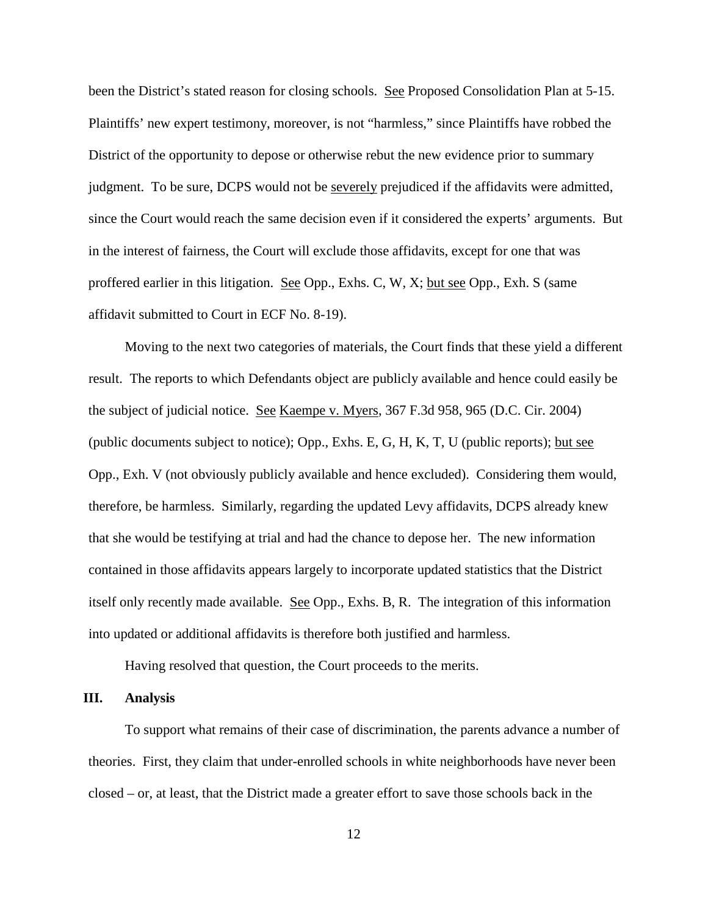been the District's stated reason for closing schools. See Proposed Consolidation Plan at 5-15. Plaintiffs' new expert testimony, moreover, is not "harmless," since Plaintiffs have robbed the District of the opportunity to depose or otherwise rebut the new evidence prior to summary judgment. To be sure, DCPS would not be severely prejudiced if the affidavits were admitted, since the Court would reach the same decision even if it considered the experts' arguments. But in the interest of fairness, the Court will exclude those affidavits, except for one that was proffered earlier in this litigation. See Opp., Exhs. C, W, X; but see Opp., Exh. S (same affidavit submitted to Court in ECF No. 8-19).

Moving to the next two categories of materials, the Court finds that these yield a different result. The reports to which Defendants object are publicly available and hence could easily be the subject of judicial notice. See Kaempe v. Myers, 367 F.3d 958, 965 (D.C. Cir. 2004) (public documents subject to notice); Opp., Exhs. E, G, H, K, T, U (public reports); but see Opp., Exh. V (not obviously publicly available and hence excluded). Considering them would, therefore, be harmless. Similarly, regarding the updated Levy affidavits, DCPS already knew that she would be testifying at trial and had the chance to depose her. The new information contained in those affidavits appears largely to incorporate updated statistics that the District itself only recently made available. See Opp., Exhs. B, R. The integration of this information into updated or additional affidavits is therefore both justified and harmless.

Having resolved that question, the Court proceeds to the merits.

## III. Analysis

To support what remains of their case of discrimination, the parents advance a number of theories. First, they claim that under-enrolled schools in white neighborhoods have never been closed – or, at least, that the District made a greater effort to save those schools back in the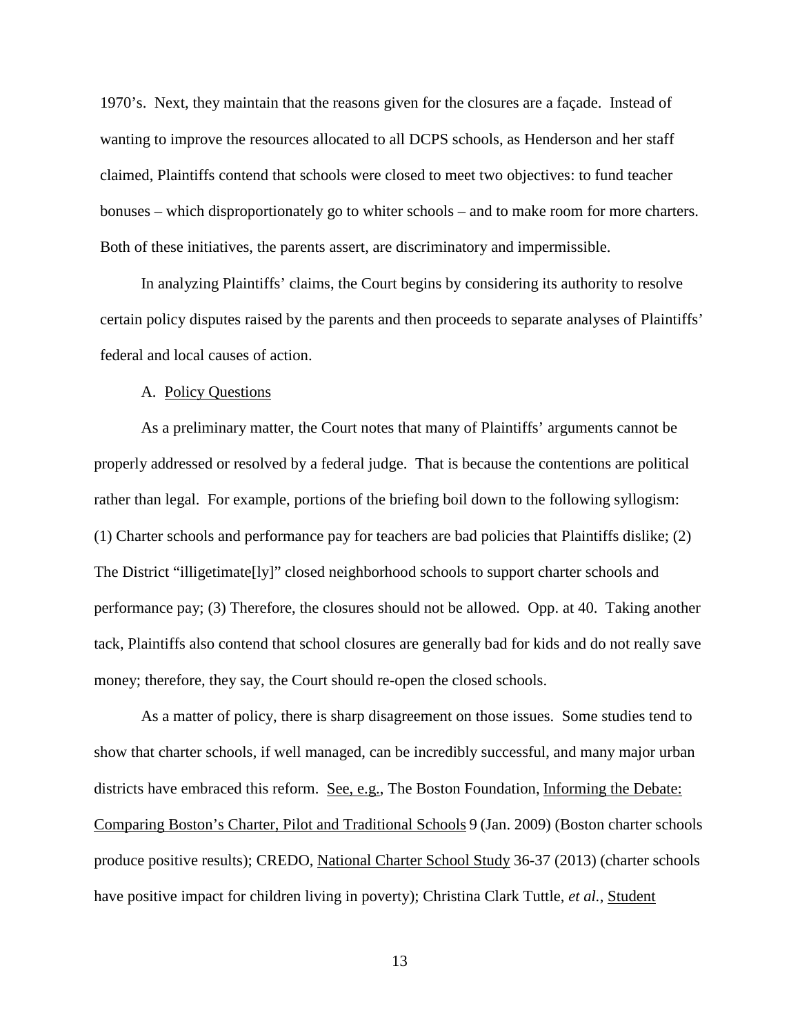1970's. Next, they maintain that the reasons given for the closures are a façade. Instead of wanting to improve the resources allocated to all DCPS schools, as Henderson and her staff claimed, Plaintiffs contend that schools were closed to meet two objectives: to fund teacher bonuses – which disproportionately go to whiter schools – and to make room for more charters. Both of these initiatives, the parents assert, are discriminatory and impermissible.

In analyzing Plaintiffs' claims, the Court begins by considering its authority to resolve certain policy disputes raised by the parents and then proceeds to separate analyses of Plaintiffs' federal and local causes of action.

A. Policy Questions

As a preliminary matter, the Court notes that many of Plaintiffs' arguments cannot be properly addressed or resolved by a federal judge. That is because the contentions are political rather than legal. For example, portions of the briefing boil down to the following syllogism: (1) Charter schools and performance pay for teachers are bad policies that Plaintiffs dislike; (2) The District "illigetimate[ly]" closed neighborhood schools to support charter schools and performance pay; (3) Therefore, the closures should not be allowed. Opp. at 40. Taking another tack, Plaintiffs also contend that school closures are generally bad for kids and do not really save money; therefore, they say, the Court should re-open the closed schools.

As a matter of policy, there is sharp disagreement on those issues. Some studies tend to show that charter schools, if well managed, can be incredibly successful, and many major urban districts have embraced this reform. See, e.g., The Boston Foundation, Informing the Debate: Comparing Boston's Charter, Pilot and Traditional Schools 9 (Jan. 2009) (Boston charter schools produce positive results); CREDO, National Charter School Study 36-37 (2013) (charter schools have positive impact for children living in poverty); Christina Clark Tuttle, *et al.*, Student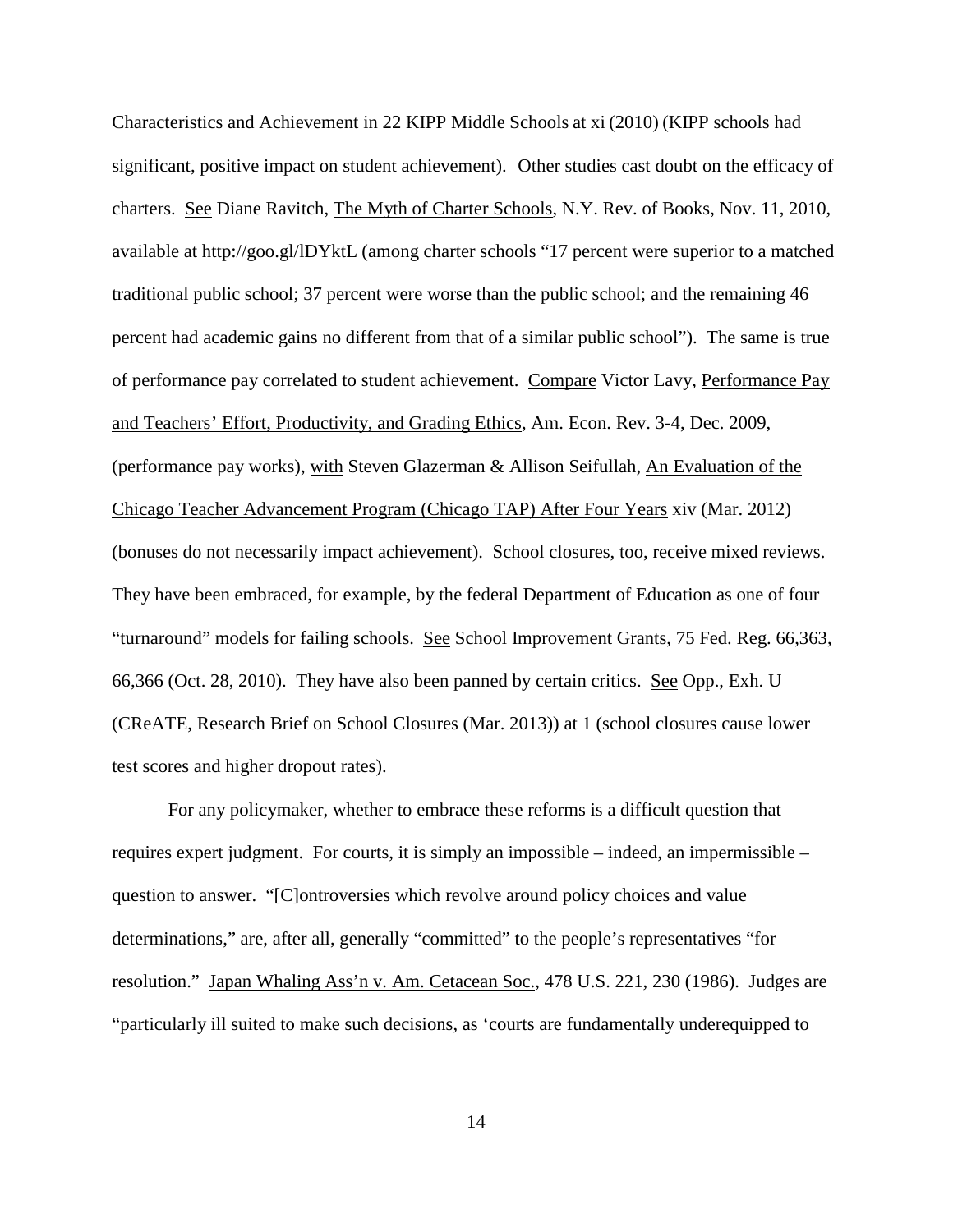Characteristics and Achievement in 22 KIPP Middle Schools at xi (2010) (KIPP schools had significant, positive impact on student achievement). Other studies cast doubt on the efficacy of charters. See Diane Ravitch, The Myth of Charter Schools, N.Y. Rev. of Books, Nov. 11, 2010, available at http://goo.gl/lDYktL (among charter schools "17 percent were superior to a matched traditional public school; 37 percent were worse than the public school; and the remaining 46 percent had academic gains no different from that of a similar public school"). The same is true of performance pay correlated to student achievement. Compare Victor Lavy, Performance Pay and Teachers' Effort, Productivity, and Grading Ethics, Am. Econ. Rev. 3-4, Dec. 2009, (performance pay works), with Steven Glazerman & Allison Seifullah, An Evaluation of the Chicago Teacher Advancement Program (Chicago TAP) After Four Years xiv (Mar. 2012) (bonuses do not necessarily impact achievement). School closures, too, receive mixed reviews. They have been embraced, for example, by the federal Department of Education as one of four "turnaround" models for failing schools. See School Improvement Grants, 75 Fed. Reg. 66,363, 66,366 (Oct. 28, 2010). They have also been panned by certain critics. See Opp., Exh. U (CReATE, Research Brief on School Closures (Mar. 2013)) at 1 (school closures cause lower test scores and higher dropout rates).

For any policymaker, whether to embrace these reforms is a difficult question that requires expert judgment. For courts, it is simply an impossible – indeed, an impermissible – question to answer. "[C]ontroversies which revolve around policy choices and value determinations," are, after all, generally "committed" to the people's representatives "for resolution." Japan Whaling Ass'n v. Am. Cetacean Soc., 478 U.S. 221, 230 (1986). Judges are "particularly ill suited to make such decisions, as 'courts are fundamentally underequipped to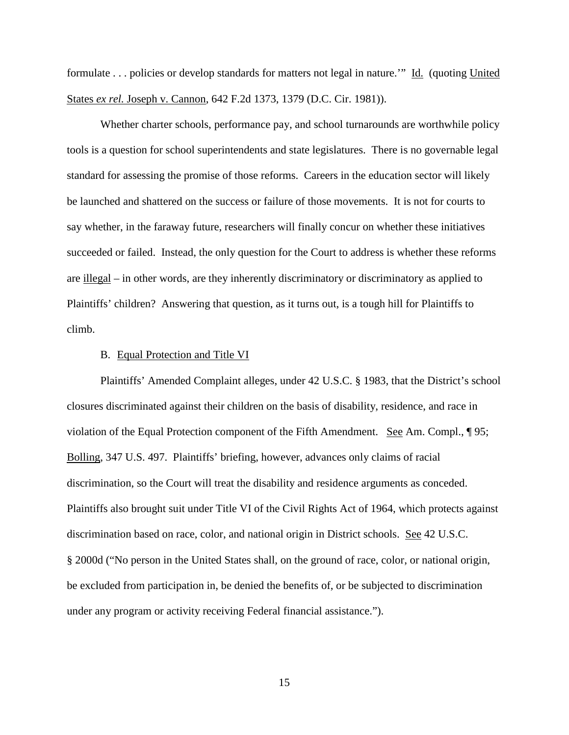formulate . . . policies or develop standards for matters not legal in nature.'" Id. (quoting United States *ex rel.* Joseph v. Cannon, 642 F.2d 1373, 1379 (D.C. Cir. 1981)).

Whether charter schools, performance pay, and school turnarounds are worthwhile policy tools is a question for school superintendents and state legislatures. There is no governable legal standard for assessing the promise of those reforms. Careers in the education sector will likely be launched and shattered on the success or failure of those movements. It is not for courts to say whether, in the faraway future, researchers will finally concur on whether these initiatives succeeded or failed. Instead, the only question for the Court to address is whether these reforms are illegal – in other words, are they inherently discriminatory or discriminatory as applied to Plaintiffs' children? Answering that question, as it turns out, is a tough hill for Plaintiffs to climb.

B. Equal Protection and Title VI

Plaintiffs' Amended Complaint alleges, under 42 U.S.C. § 1983, that the District's school closures discriminated against their children on the basis of disability, residence, and race in violation of the Equal Protection component of the Fifth Amendment. See Am. Compl., ¶ 95; Bolling, 347 U.S. 497. Plaintiffs' briefing, however, advances only claims of racial discrimination, so the Court will treat the disability and residence arguments as conceded. Plaintiffs also brought suit under Title VI of the Civil Rights Act of 1964, which protects against discrimination based on race, color, and national origin in District schools. See 42 U.S.C. § 2000d ("No person in the United States shall, on the ground of race, color, or national origin, be excluded from participation in, be denied the benefits of, or be subjected to discrimination under any program or activity receiving Federal financial assistance.").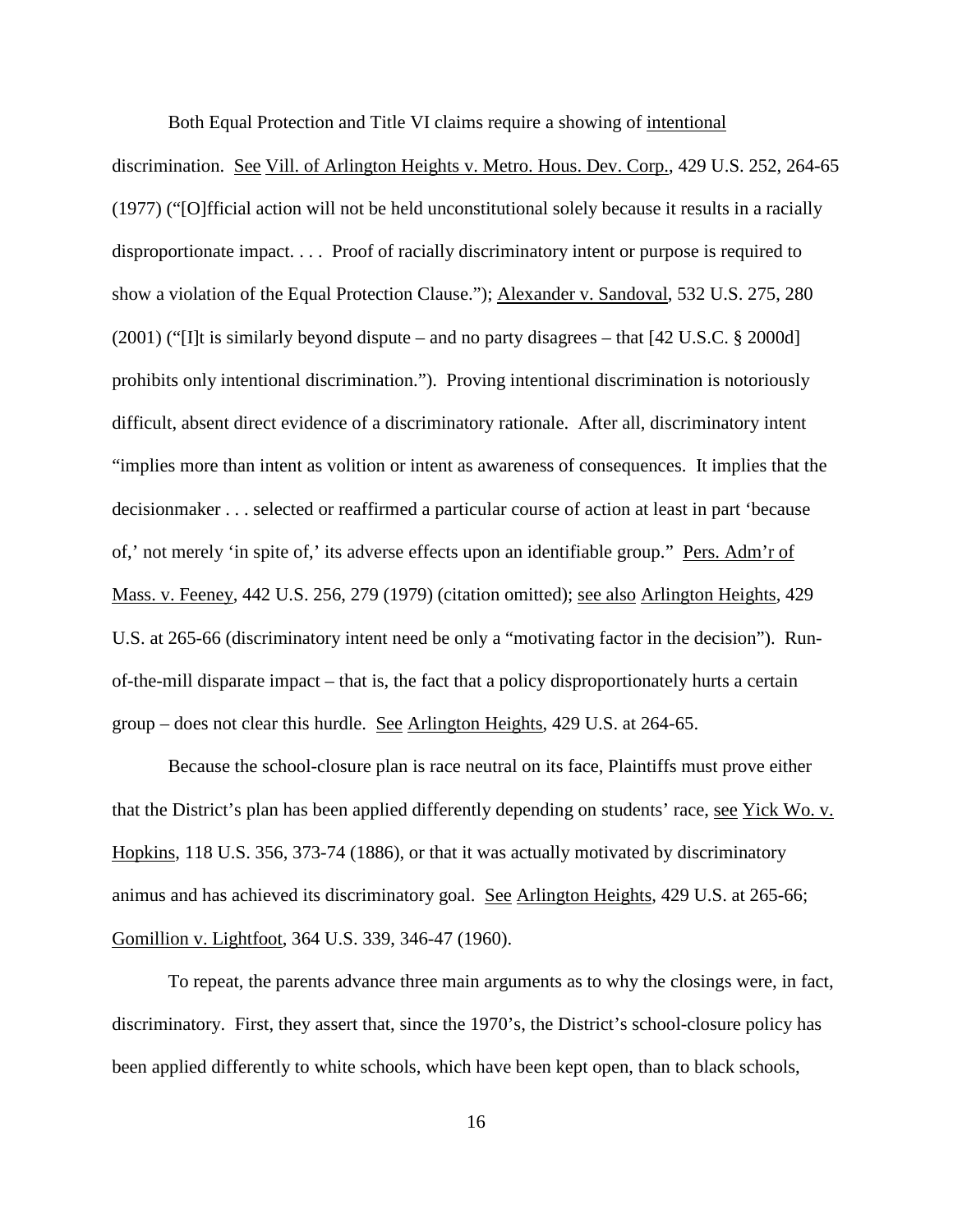Both Equal Protection and Title VI claims require a showing of intentional discrimination. See Vill. of Arlington Heights v. Metro. Hous. Dev. Corp., 429 U.S. 252, 264-65 (1977) ("[O]fficial action will not be held unconstitutional solely because it results in a racially disproportionate impact. . . . Proof of racially discriminatory intent or purpose is required to show a violation of the Equal Protection Clause."); Alexander v. Sandoval, 532 U.S. 275, 280 (2001) ("[I]t is similarly beyond dispute – and no party disagrees – that [42 U.S.C. § 2000d] prohibits only intentional discrimination."). Proving intentional discrimination is notoriously difficult, absent direct evidence of a discriminatory rationale. After all, discriminatory intent "implies more than intent as volition or intent as awareness of consequences. It implies that the decisionmaker . . . selected or reaffirmed a particular course of action at least in part 'because of,' not merely 'in spite of,' its adverse effects upon an identifiable group." Pers. Adm'r of Mass. v. Feeney, 442 U.S. 256, 279 (1979) (citation omitted); see also Arlington Heights, 429 U.S. at 265-66 (discriminatory intent need be only a "motivating factor in the decision"). Run-of-the-mill disparate impact – that is, the fact that a policy disproportionately hurts a certain group – does not clear this hurdle. See Arlington Heights, 429 U.S. at 264-65.

Because the school-closure plan is race neutral on its face, Plaintiffs must prove either that the District's plan has been applied differently depending on students' race, see Yick Wo. v. Hopkins, 118 U.S. 356, 373-74 (1886), or that it was actually motivated by discriminatory animus and has achieved its discriminatory goal. See Arlington Heights, 429 U.S. at 265-66; Gomillion v. Lightfoot, 364 U.S. 339, 346-47 (1960).

To repeat, the parents advance three main arguments as to why the closings were, in fact, discriminatory. First, they assert that, since the 1970's, the District's school-closure policy has been applied differently to white schools, which have been kept open, than to black schools,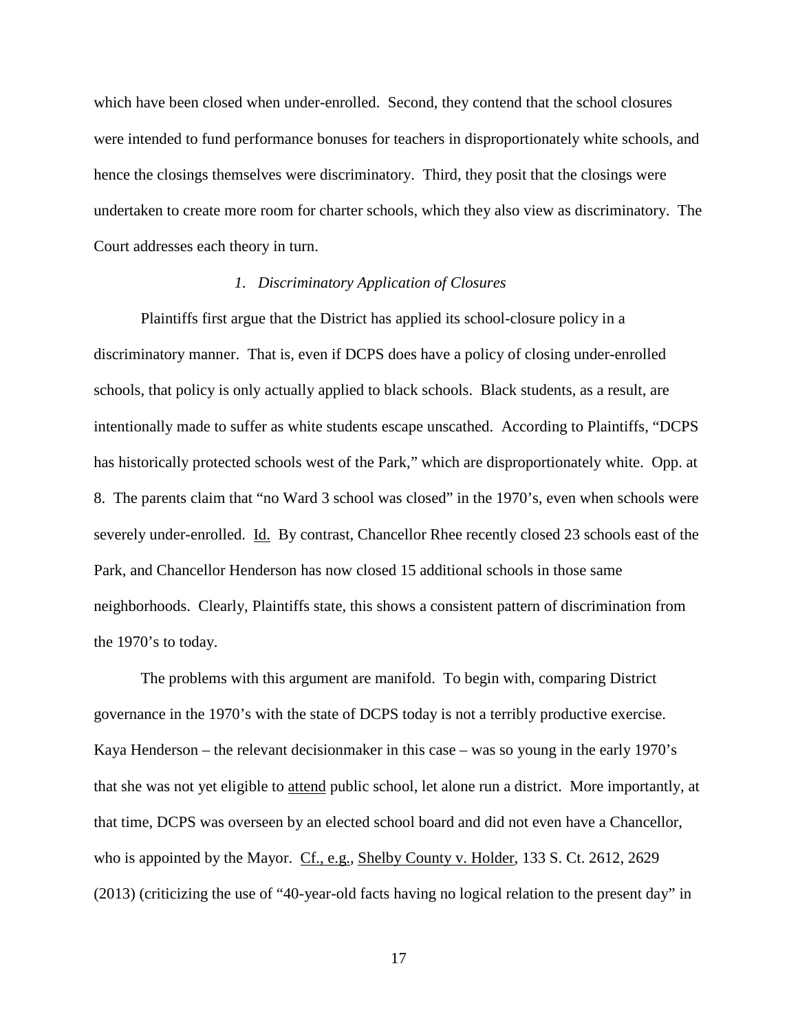which have been closed when under-enrolled. Second, they contend that the school closures were intended to fund performance bonuses for teachers in disproportionately white schools, and hence the closings themselves were discriminatory. Third, they posit that the closings were undertaken to create more room for charter schools, which they also view as discriminatory. The Court addresses each theory in turn.

*1. Discriminatory Application of Closures*

Plaintiffs first argue that the District has applied its school-closure policy in a discriminatory manner. That is, even if DCPS does have a policy of closing under-enrolled schools, that policy is only actually applied to black schools. Black students, as a result, are intentionally made to suffer as white students escape unscathed. According to Plaintiffs, "DCPS has historically protected schools west of the Park," which are disproportionately white. Opp. at 8. The parents claim that "no Ward 3 school was closed" in the 1970's, even when schools were severely under-enrolled. Id. By contrast, Chancellor Rhee recently closed 23 schools east of the Park, and Chancellor Henderson has now closed 15 additional schools in those same neighborhoods. Clearly, Plaintiffs state, this shows a consistent pattern of discrimination from the 1970's to today.

The problems with this argument are manifold. To begin with, comparing District governance in the 1970's with the state of DCPS today is not a terribly productive exercise. Kaya Henderson – the relevant decisionmaker in this case – was so young in the early 1970's that she was not yet eligible to attend public school, let alone run a district. More importantly, at that time, DCPS was overseen by an elected school board and did not even have a Chancellor, who is appointed by the Mayor. Cf., e.g., Shelby County v. Holder, 133 S. Ct. 2612, 2629 (2013) (criticizing the use of "40-year-old facts having no logical relation to the present day" in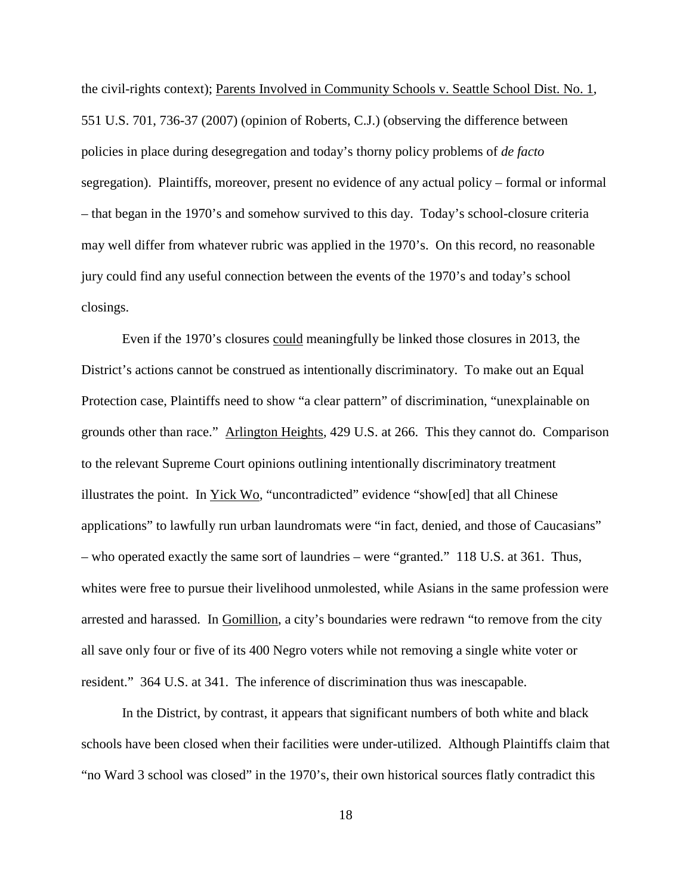the civil-rights context); Parents Involved in Community Schools v. Seattle School Dist. No. 1, 551 U.S. 701, 736-37 (2007) (opinion of Roberts, C.J.) (observing the difference between policies in place during desegregation and today's thorny policy problems of *de facto* segregation). Plaintiffs, moreover, present no evidence of any actual policy – formal or informal – that began in the 1970's and somehow survived to this day. Today's school-closure criteria may well differ from whatever rubric was applied in the 1970's. On this record, no reasonable jury could find any useful connection between the events of the 1970's and today's school closings.

Even if the 1970's closures could meaningfully be linked those closures in 2013, the District's actions cannot be construed as intentionally discriminatory. To make out an Equal Protection case, Plaintiffs need to show "a clear pattern" of discrimination, "unexplainable on grounds other than race." Arlington Heights, 429 U.S. at 266. This they cannot do. Comparison to the relevant Supreme Court opinions outlining intentionally discriminatory treatment illustrates the point. In Yick Wo, "uncontradicted" evidence "show[ed] that all Chinese applications" to lawfully run urban laundromats were "in fact, denied, and those of Caucasians" – who operated exactly the same sort of laundries – were "granted." 118 U.S. at 361. Thus, whites were free to pursue their livelihood unmolested, while Asians in the same profession were arrested and harassed. In Gomillion, a city's boundaries were redrawn "to remove from the city all save only four or five of its 400 Negro voters while not removing a single white voter or resident." 364 U.S. at 341. The inference of discrimination thus was inescapable.

In the District, by contrast, it appears that significant numbers of both white and black schools have been closed when their facilities were under-utilized. Although Plaintiffs claim that "no Ward 3 school was closed" in the 1970's, their own historical sources flatly contradict this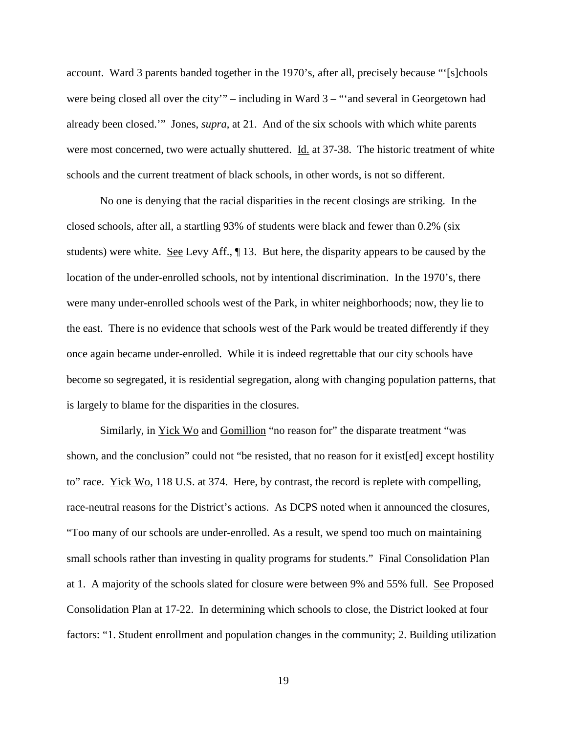account. Ward 3 parents banded together in the 1970's, after all, precisely because "'[s]chools were being closed all over the city'" – including in Ward 3 – "'and several in Georgetown had already been closed.'" Jones, *supra*, at 21. And of the six schools with which white parents were most concerned, two were actually shuttered. Id. at 37-38. The historic treatment of white schools and the current treatment of black schools, in other words, is not so different.

No one is denying that the racial disparities in the recent closings are striking. In the closed schools, after all, a startling 93% of students were black and fewer than 0.2% (six students) were white. See Levy Aff., ¶ 13. But here, the disparity appears to be caused by the location of the under-enrolled schools, not by intentional discrimination. In the 1970's, there were many under-enrolled schools west of the Park, in whiter neighborhoods; now, they lie to the east. There is no evidence that schools west of the Park would be treated differently if they once again became under-enrolled. While it is indeed regrettable that our city schools have become so segregated, it is residential segregation, along with changing population patterns, that is largely to blame for the disparities in the closures.

Similarly, in Yick Wo and Gomillion "no reason for" the disparate treatment "was shown, and the conclusion" could not "be resisted, that no reason for it exist[ed] except hostility to" race. Yick Wo, 118 U.S. at 374. Here, by contrast, the record is replete with compelling, race-neutral reasons for the District's actions. As DCPS noted when it announced the closures, "Too many of our schools are under-enrolled. As a result, we spend too much on maintaining small schools rather than investing in quality programs for students." Final Consolidation Plan at 1. A majority of the schools slated for closure were between 9% and 55% full. See Proposed Consolidation Plan at 17-22. In determining which schools to close, the District looked at four factors: "1. Student enrollment and population changes in the community; 2. Building utilization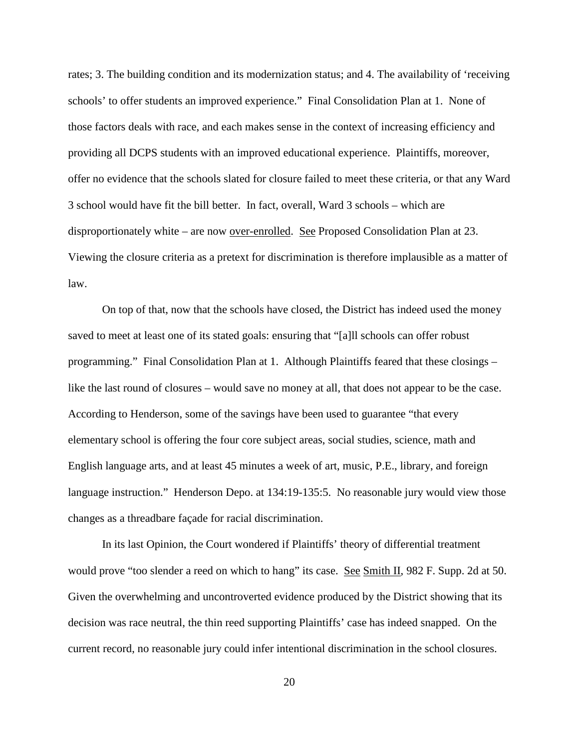rates; 3. The building condition and its modernization status; and 4. The availability of 'receiving schools' to offer students an improved experience." Final Consolidation Plan at 1. None of those factors deals with race, and each makes sense in the context of increasing efficiency and providing all DCPS students with an improved educational experience. Plaintiffs, moreover, offer no evidence that the schools slated for closure failed to meet these criteria, or that any Ward 3 school would have fit the bill better. In fact, overall, Ward 3 schools – which are disproportionately white – are now <u>over-enrolled</u>. <u>See</u> Proposed Consolidation Plan at 23. Viewing the closure criteria as a pretext for discrimination is therefore implausible as a matter of law.

On top of that, now that the schools have closed, the District has indeed used the money saved to meet at least one of its stated goals: ensuring that "[a]ll schools can offer robust programming." Final Consolidation Plan at 1. Although Plaintiffs feared that these closings – like the last round of closures – would save no money at all, that does not appear to be the case. According to Henderson, some of the savings have been used to guarantee "that every elementary school is offering the four core subject areas, social studies, science, math and English language arts, and at least 45 minutes a week of art, music, P.E., library, and foreign language instruction." Henderson Depo. at 134:19-135:5. No reasonable jury would view those changes as a threadbare façade for racial discrimination.

In its last Opinion, the Court wondered if Plaintiffs' theory of differential treatment would prove "too slender a reed on which to hang" its case. <u>See</u> <u>Smith II</u>, 982 F. Supp. 2d at 50. Given the overwhelming and uncontroverted evidence produced by the District showing that its decision was race neutral, the thin reed supporting Plaintiffs' case has indeed snapped. On the current record, no reasonable jury could infer intentional discrimination in the school closures.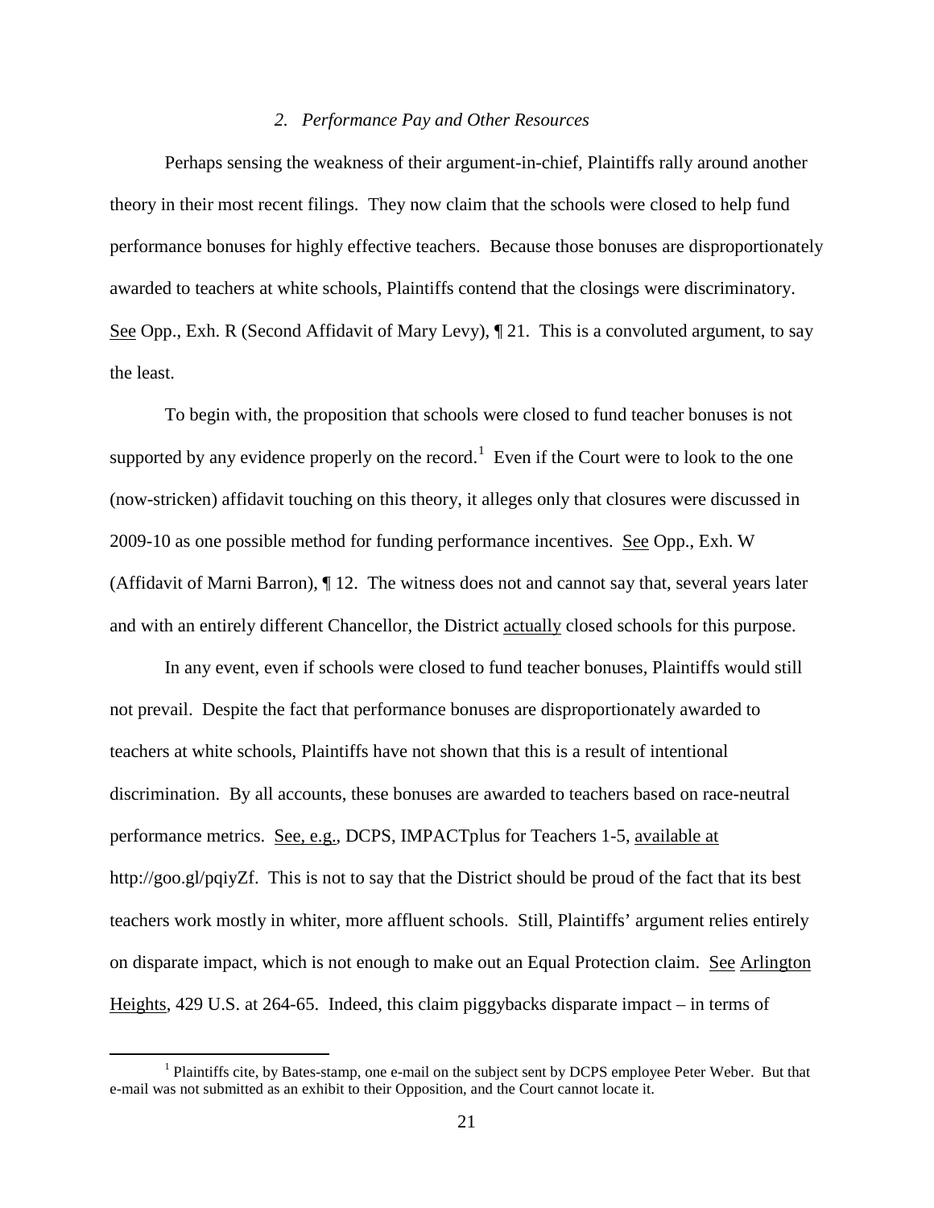### *2. Performance Pay and Other Resources*

Perhaps sensing the weakness of their argument-in-chief, Plaintiffs rally around another theory in their most recent filings. They now claim that the schools were closed to help fund performance bonuses for highly effective teachers. Because those bonuses are disproportionately awarded to teachers at white schools, Plaintiffs contend that the closings were discriminatory. See Opp., Exh. R (Second Affidavit of Mary Levy), ¶ 21. This is a convoluted argument, to say the least.

To begin with, the proposition that schools were closed to fund teacher bonuses is not supported by any evidence properly on the record.[1] Even if the Court were to look to the one (now-stricken) affidavit touching on this theory, it alleges only that closures were discussed in 2009-10 as one possible method for funding performance incentives. See Opp., Exh. W (Affidavit of Marni Barron), ¶ 12. The witness does not and cannot say that, several years later and with an entirely different Chancellor, the District actually closed schools for this purpose.

In any event, even if schools were closed to fund teacher bonuses, Plaintiffs would still not prevail. Despite the fact that performance bonuses are disproportionately awarded to teachers at white schools, Plaintiffs have not shown that this is a result of intentional discrimination. By all accounts, these bonuses are awarded to teachers based on race-neutral performance metrics. See, e.g., DCPS, IMPACTplus for Teachers 1-5, available at http://goo.gl/pqiyZf. This is not to say that the District should be proud of the fact that its best teachers work mostly in whiter, more affluent schools. Still, Plaintiffs' argument relies entirely on disparate impact, which is not enough to make out an Equal Protection claim. See Arlington Heights, 429 U.S. at 264-65. Indeed, this claim piggybacks disparate impact – in terms of

[1] Plaintiffs cite, by Bates-stamp, one e-mail on the subject sent by DCPS employee Peter Weber. But that e-mail was not submitted as an exhibit to their Opposition, and the Court cannot locate it.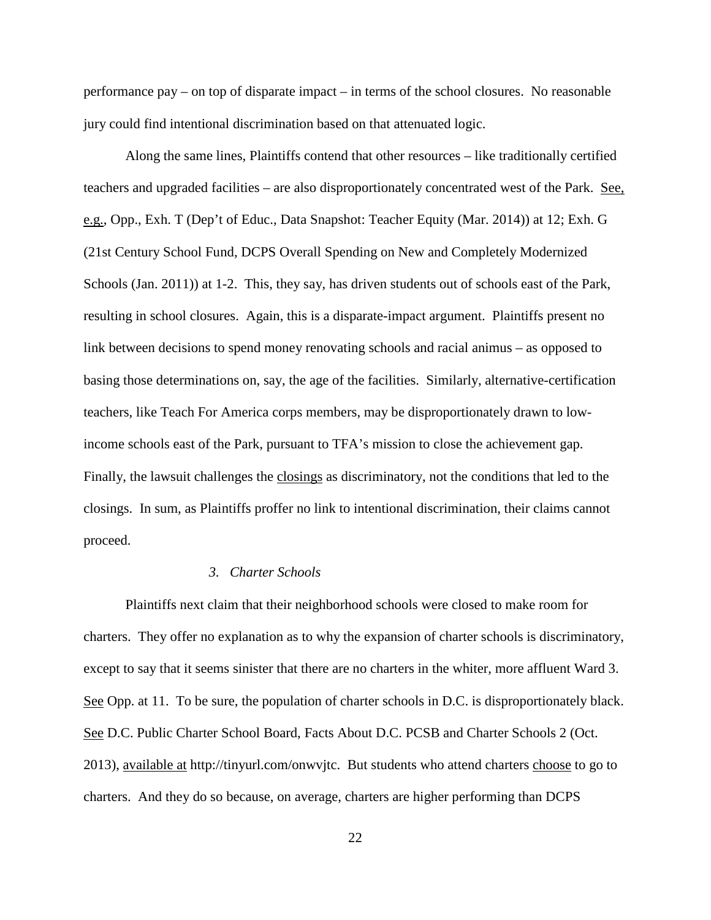performance pay – on top of disparate impact – in terms of the school closures. No reasonable jury could find intentional discrimination based on that attenuated logic.

Along the same lines, Plaintiffs contend that other resources – like traditionally certified teachers and upgraded facilities – are also disproportionately concentrated west of the Park. See, e.g., Opp., Exh. T (Dep't of Educ., Data Snapshot: Teacher Equity (Mar. 2014)) at 12; Exh. G (21st Century School Fund, DCPS Overall Spending on New and Completely Modernized Schools (Jan. 2011)) at 1-2. This, they say, has driven students out of schools east of the Park, resulting in school closures. Again, this is a disparate-impact argument. Plaintiffs present no link between decisions to spend money renovating schools and racial animus – as opposed to basing those determinations on, say, the age of the facilities. Similarly, alternative-certification teachers, like Teach For America corps members, may be disproportionately drawn to low-income schools east of the Park, pursuant to TFA's mission to close the achievement gap. Finally, the lawsuit challenges the closings as discriminatory, not the conditions that led to the closings. In sum, as Plaintiffs proffer no link to intentional discrimination, their claims cannot proceed.

*3. Charter Schools*

Plaintiffs next claim that their neighborhood schools were closed to make room for charters. They offer no explanation as to why the expansion of charter schools is discriminatory, except to say that it seems sinister that there are no charters in the whiter, more affluent Ward 3. See Opp. at 11. To be sure, the population of charter schools in D.C. is disproportionately black. See D.C. Public Charter School Board, Facts About D.C. PCSB and Charter Schools 2 (Oct. 2013), available at http://tinyurl.com/onwvjtc. But students who attend charters choose to go to charters. And they do so because, on average, charters are higher performing than DCPS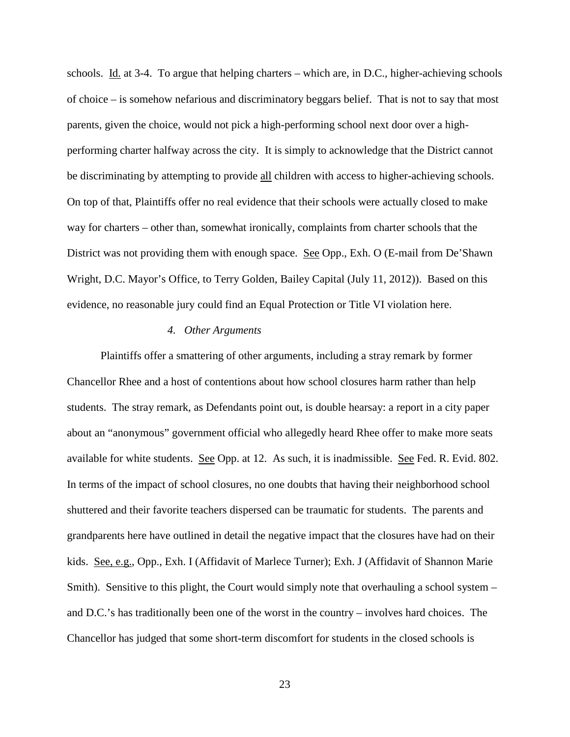schools. Id. at 3-4. To argue that helping charters – which are, in D.C., higher-achieving schools of choice – is somehow nefarious and discriminatory beggars belief. That is not to say that most parents, given the choice, would not pick a high-performing school next door over a high-performing charter halfway across the city. It is simply to acknowledge that the District cannot be discriminating by attempting to provide all children with access to higher-achieving schools. On top of that, Plaintiffs offer no real evidence that their schools were actually closed to make way for charters – other than, somewhat ironically, complaints from charter schools that the District was not providing them with enough space. See Opp., Exh. O (E-mail from De'Shawn Wright, D.C. Mayor's Office, to Terry Golden, Bailey Capital (July 11, 2012)). Based on this evidence, no reasonable jury could find an Equal Protection or Title VI violation here.

#### *4. Other Arguments*

Plaintiffs offer a smattering of other arguments, including a stray remark by former Chancellor Rhee and a host of contentions about how school closures harm rather than help students. The stray remark, as Defendants point out, is double hearsay: a report in a city paper about an "anonymous" government official who allegedly heard Rhee offer to make more seats available for white students. See Opp. at 12. As such, it is inadmissible. See Fed. R. Evid. 802. In terms of the impact of school closures, no one doubts that having their neighborhood school shuttered and their favorite teachers dispersed can be traumatic for students. The parents and grandparents here have outlined in detail the negative impact that the closures have had on their kids. See, e.g., Opp., Exh. I (Affidavit of Marlece Turner); Exh. J (Affidavit of Shannon Marie Smith). Sensitive to this plight, the Court would simply note that overhauling a school system – and D.C.'s has traditionally been one of the worst in the country – involves hard choices. The Chancellor has judged that some short-term discomfort for students in the closed schools is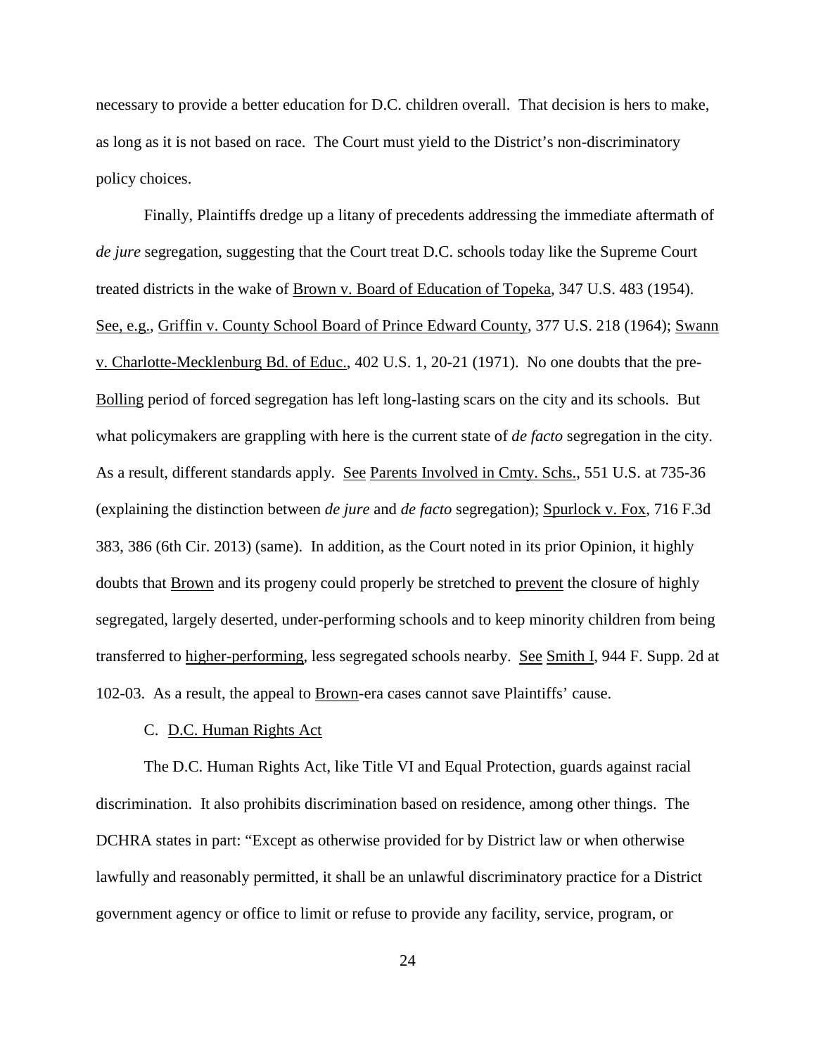necessary to provide a better education for D.C. children overall. That decision is hers to make, as long as it is not based on race. The Court must yield to the District's non-discriminatory policy choices.

Finally, Plaintiffs dredge up a litany of precedents addressing the immediate aftermath of *de jure* segregation, suggesting that the Court treat D.C. schools today like the Supreme Court treated districts in the wake of Brown v. Board of Education of Topeka, 347 U.S. 483 (1954). See, e.g., Griffin v. County School Board of Prince Edward County, 377 U.S. 218 (1964); Swann v. Charlotte-Mecklenburg Bd. of Educ., 402 U.S. 1, 20-21 (1971). No one doubts that the pre-Bolling period of forced segregation has left long-lasting scars on the city and its schools. But what policymakers are grappling with here is the current state of *de facto* segregation in the city. As a result, different standards apply. See Parents Involved in Cmty. Schs., 551 U.S. at 735-36 (explaining the distinction between *de jure* and *de facto* segregation); Spurlock v. Fox, 716 F.3d 383, 386 (6th Cir. 2013) (same). In addition, as the Court noted in its prior Opinion, it highly doubts that Brown and its progeny could properly be stretched to prevent the closure of highly segregated, largely deserted, under-performing schools and to keep minority children from being transferred to higher-performing, less segregated schools nearby. See Smith I, 944 F. Supp. 2d at 102-03. As a result, the appeal to Brown-era cases cannot save Plaintiffs' cause.

### C. D.C. Human Rights Act

The D.C. Human Rights Act, like Title VI and Equal Protection, guards against racial discrimination. It also prohibits discrimination based on residence, among other things. The DCHRA states in part: "Except as otherwise provided for by District law or when otherwise lawfully and reasonably permitted, it shall be an unlawful discriminatory practice for a District government agency or office to limit or refuse to provide any facility, service, program, or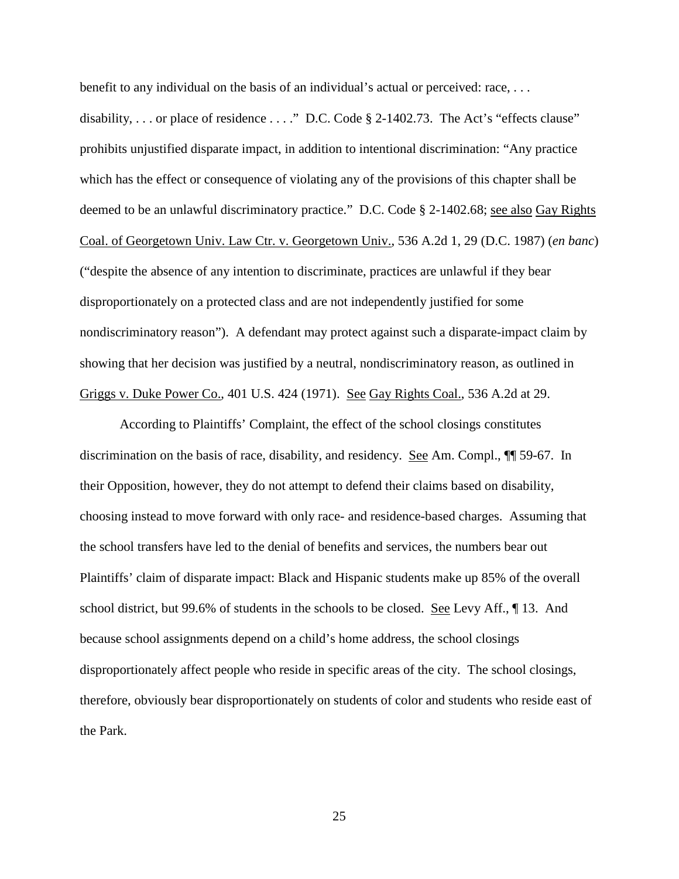benefit to any individual on the basis of an individual's actual or perceived: race, . . . disability, . . . or place of residence . . . ." D.C. Code § 2-1402.73. The Act's "effects clause" prohibits unjustified disparate impact, in addition to intentional discrimination: "Any practice which has the effect or consequence of violating any of the provisions of this chapter shall be deemed to be an unlawful discriminatory practice." D.C. Code § 2-1402.68; see also Gay Rights Coal. of Georgetown Univ. Law Ctr. v. Georgetown Univ., 536 A.2d 1, 29 (D.C. 1987) (*en banc*) ("despite the absence of any intention to discriminate, practices are unlawful if they bear disproportionately on a protected class and are not independently justified for some nondiscriminatory reason"). A defendant may protect against such a disparate-impact claim by showing that her decision was justified by a neutral, nondiscriminatory reason, as outlined in Griggs v. Duke Power Co., 401 U.S. 424 (1971). See Gay Rights Coal., 536 A.2d at 29.

According to Plaintiffs' Complaint, the effect of the school closings constitutes discrimination on the basis of race, disability, and residency. See Am. Compl., ¶¶ 59-67. In their Opposition, however, they do not attempt to defend their claims based on disability, choosing instead to move forward with only race- and residence-based charges. Assuming that the school transfers have led to the denial of benefits and services, the numbers bear out Plaintiffs' claim of disparate impact: Black and Hispanic students make up 85% of the overall school district, but 99.6% of students in the schools to be closed. See Levy Aff., ¶ 13. And because school assignments depend on a child's home address, the school closings disproportionately affect people who reside in specific areas of the city. The school closings, therefore, obviously bear disproportionately on students of color and students who reside east of the Park.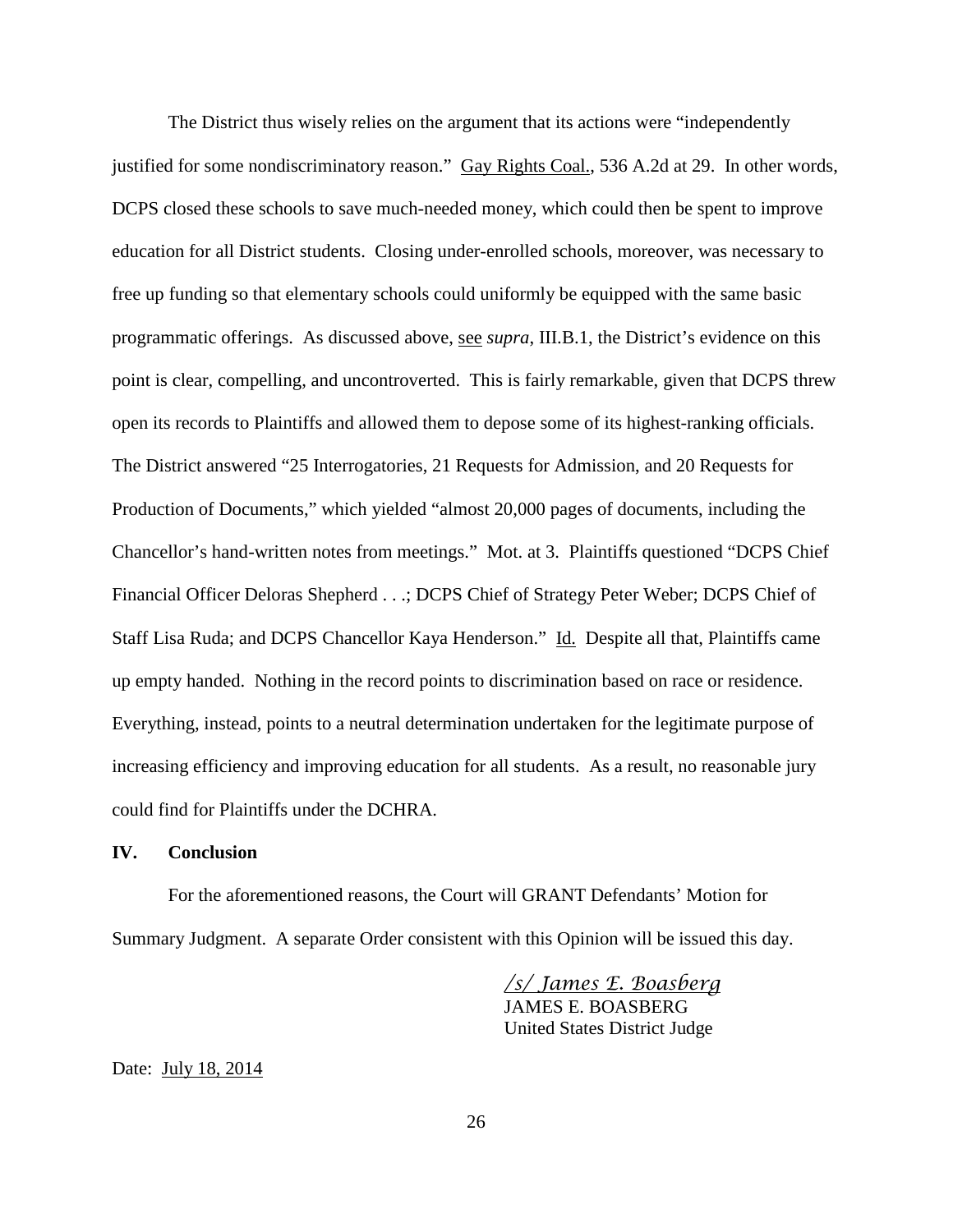The District thus wisely relies on the argument that its actions were "independently justified for some nondiscriminatory reason." Gay Rights Coal., 536 A.2d at 29. In other words, DCPS closed these schools to save much-needed money, which could then be spent to improve education for all District students. Closing under-enrolled schools, moreover, was necessary to free up funding so that elementary schools could uniformly be equipped with the same basic programmatic offerings. As discussed above, see *supra*, III.B.1, the District's evidence on this point is clear, compelling, and uncontroverted. This is fairly remarkable, given that DCPS threw open its records to Plaintiffs and allowed them to depose some of its highest-ranking officials. The District answered "25 Interrogatories, 21 Requests for Admission, and 20 Requests for Production of Documents," which yielded "almost 20,000 pages of documents, including the Chancellor's hand-written notes from meetings." Mot. at 3. Plaintiffs questioned "DCPS Chief Financial Officer Deloras Shepherd . . .; DCPS Chief of Strategy Peter Weber; DCPS Chief of Staff Lisa Ruda; and DCPS Chancellor Kaya Henderson." Id. Despite all that, Plaintiffs came up empty handed. Nothing in the record points to discrimination based on race or residence. Everything, instead, points to a neutral determination undertaken for the legitimate purpose of increasing efficiency and improving education for all students. As a result, no reasonable jury could find for Plaintiffs under the DCHRA.

## IV. Conclusion

For the aforementioned reasons, the Court will GRANT Defendants' Motion for Summary Judgment. A separate Order consistent with this Opinion will be issued this day.

*/s/ James E. Boasberg*
JAMES E. BOASBERG
United States District Judge

Date: July 18, 2014